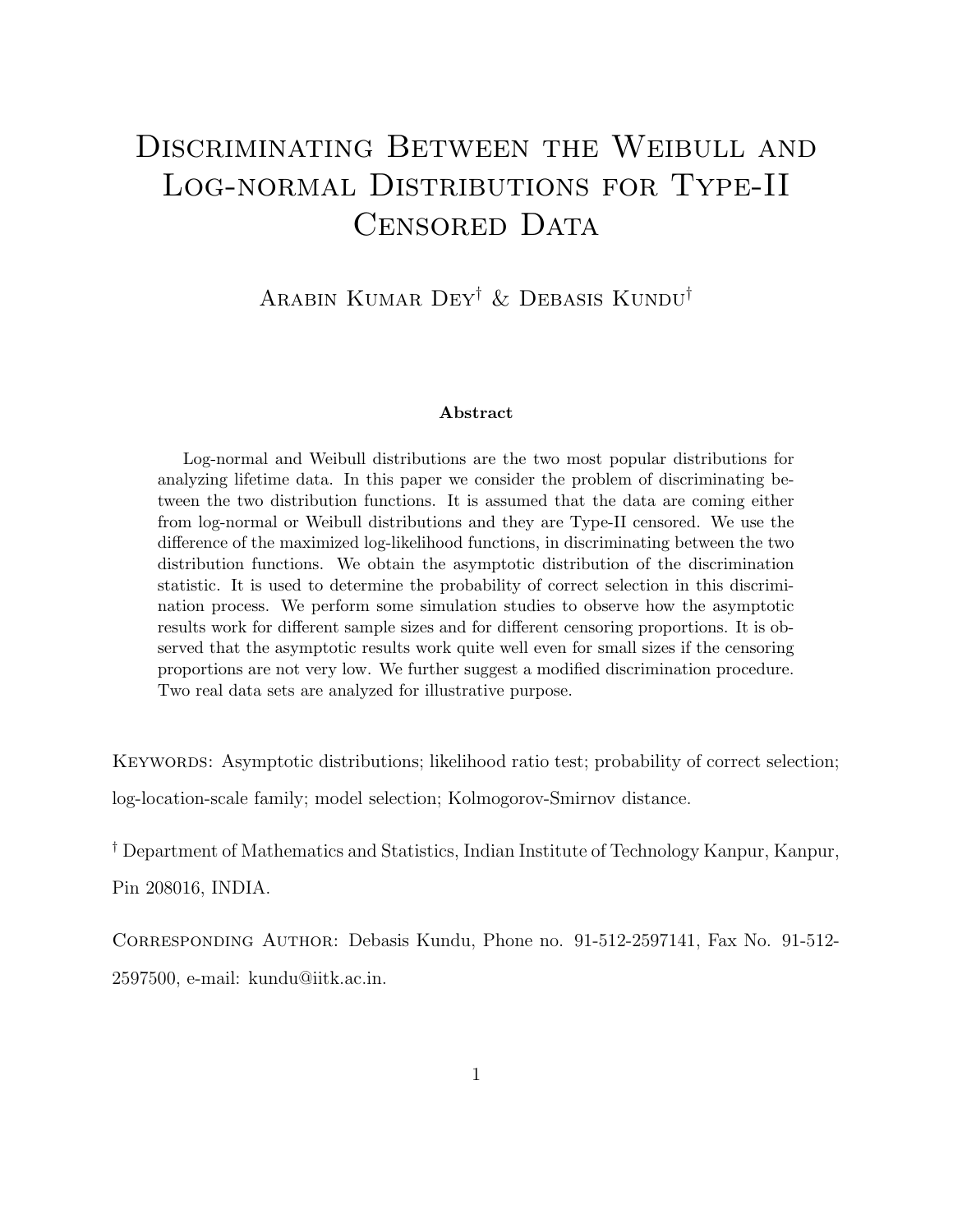# Discriminating Between the Weibull and Log-normal Distributions for Type-II Censored Data

Arabin Kumar Dey[†] & Debasis Kundu[†]

**Abstract**

Log-normal and Weibull distributions are the two most popular distributions for analyzing lifetime data. In this paper we consider the problem of discriminating between the two distribution functions. It is assumed that the data are coming either from log-normal or Weibull distributions and they are Type-II censored. We use the difference of the maximized log-likelihood functions, in discriminating between the two distribution functions. We obtain the asymptotic distribution of the discrimination statistic. It is used to determine the probability of correct selection in this discrimination process. We perform some simulation studies to observe how the asymptotic results work for different sample sizes and for different censoring proportions. It is observed that the asymptotic results work quite well even for small sizes if the censoring proportions are not very low. We further suggest a modified discrimination procedure. Two real data sets are analyzed for illustrative purpose.

Keywords: Asymptotic distributions; likelihood ratio test; probability of correct selection; log-location-scale family; model selection; Kolmogorov-Smirnov distance.

[†] Department of Mathematics and Statistics, Indian Institute of Technology Kanpur, Kanpur, Pin 208016, INDIA.

Corresponding Author: Debasis Kundu, Phone no. 91-512-2597141, Fax No. 91-512-2597500, e-mail: kundu@iitk.ac.in.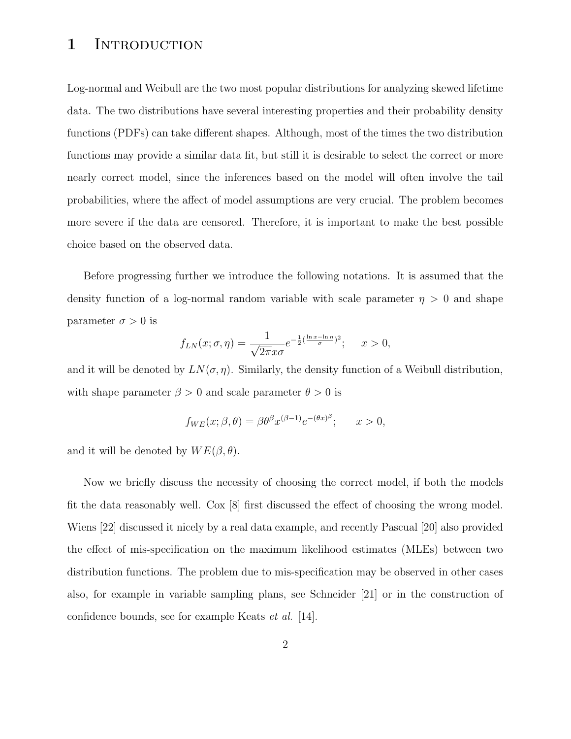# 1 Introduction

Log-normal and Weibull are the two most popular distributions for analyzing skewed lifetime data. The two distributions have several interesting properties and their probability density functions (PDFs) can take different shapes. Although, most of the times the two distribution functions may provide a similar data fit, but still it is desirable to select the correct or more nearly correct model, since the inferences based on the model will often involve the tail probabilities, where the affect of model assumptions are very crucial. The problem becomes more severe if the data are censored. Therefore, it is important to make the best possible choice based on the observed data.

Before progressing further we introduce the following notations. It is assumed that the density function of a log-normal random variable with scale parameter $\eta > 0$ and shape parameter $\sigma > 0$ is

$$f_{LN}(x; \sigma, \eta) = \frac{1}{\sqrt{2\pi} x \sigma} e^{-\frac{1}{2}(\frac{\ln x - \ln \eta}{\sigma})^2}; \quad x > 0,$$

and it will be denoted by $LN(\sigma, \eta)$. Similarly, the density function of a Weibull distribution, with shape parameter $\beta > 0$ and scale parameter $\theta > 0$ is

$$f_{WE}(x; \beta, \theta) = \beta \theta^{\beta} x^{(\beta-1)} e^{-(\theta x)^{\beta}}; \quad x > 0,$$

and it will be denoted by $WE(\beta, \theta)$.

Now we briefly discuss the necessity of choosing the correct model, if both the models fit the data reasonably well. Cox [8] first discussed the effect of choosing the wrong model. Wiens [22] discussed it nicely by a real data example, and recently Pascual [20] also provided the effect of mis-specification on the maximum likelihood estimates (MLEs) between two distribution functions. The problem due to mis-specification may be observed in other cases also, for example in variable sampling plans, see Schneider [21] or in the construction of confidence bounds, see for example Keats *et al.* [14].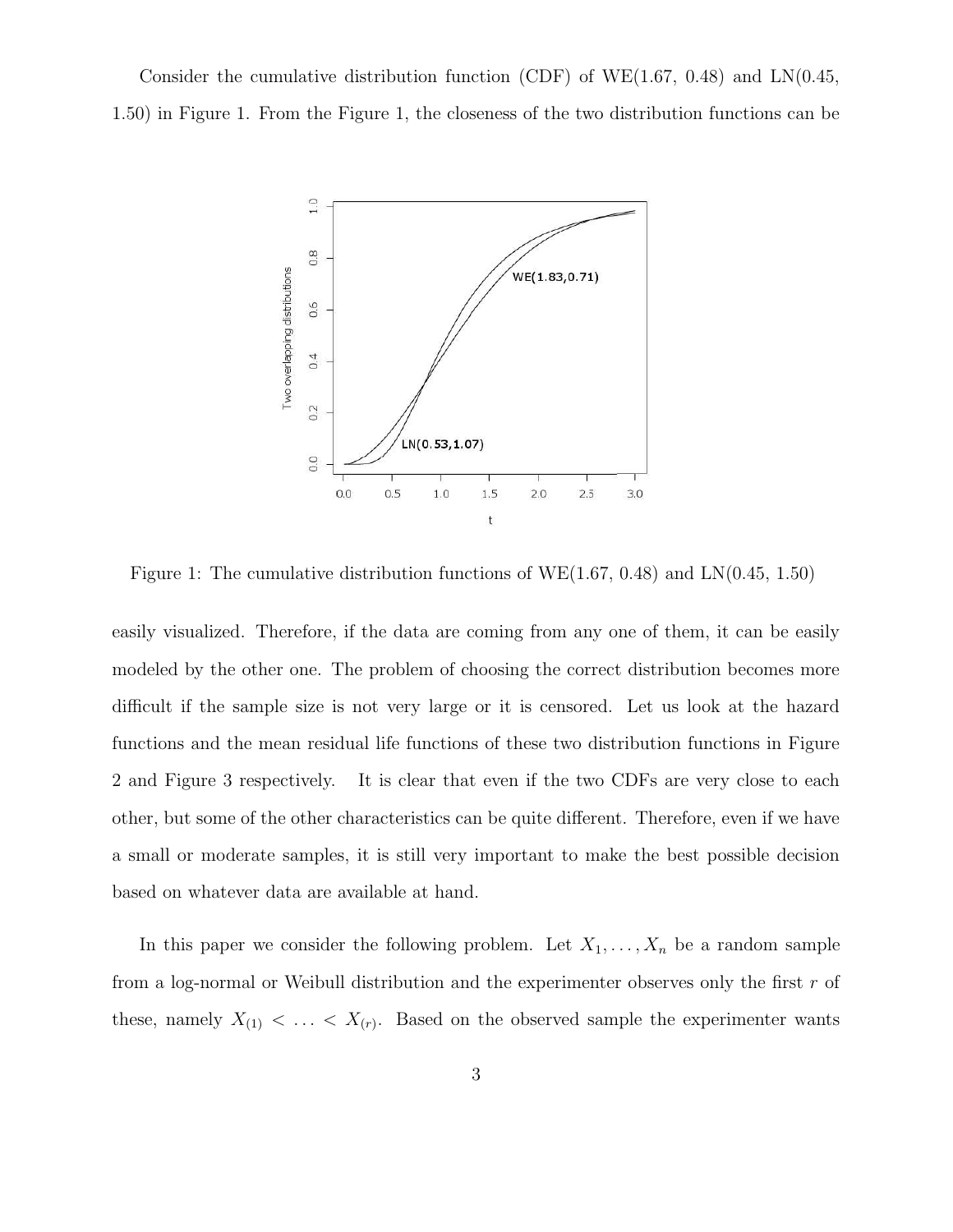Consider the cumulative distribution function (CDF) of WE(1.67, 0.48) and LN(0.45, 1.50) in Figure 1. From the Figure 1, the closeness of the two distribution functions can be

Figure 1: The cumulative distribution functions of WE(1.67, 0.48) and LN(0.45, 1.50)

easily visualized. Therefore, if the data are coming from any one of them, it can be easily modeled by the other one. The problem of choosing the correct distribution becomes more difficult if the sample size is not very large or it is censored. Let us look at the hazard functions and the mean residual life functions of these two distribution functions in Figure 2 and Figure 3 respectively. It is clear that even if the two CDFs are very close to each other, but some of the other characteristics can be quite different. Therefore, even if we have a small or moderate samples, it is still very important to make the best possible decision based on whatever data are available at hand.

In this paper we consider the following problem. Let $X_1, \ldots, X_n$ be a random sample from a log-normal or Weibull distribution and the experimenter observes only the first $r$ of these, namely $X_{(1)} < \ldots < X_{(r)}$. Based on the observed sample the experimenter wants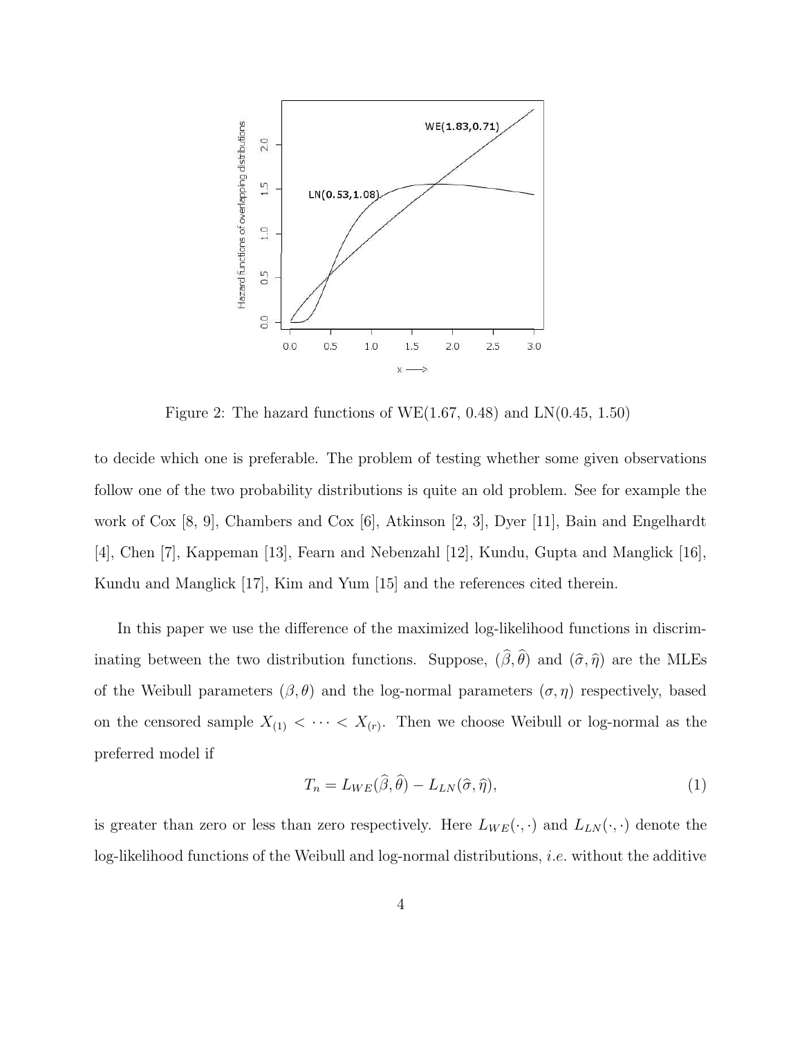Figure 2: The hazard functions of WE(1.67, 0.48) and LN(0.45, 1.50)

to decide which one is preferable. The problem of testing whether some given observations follow one of the two probability distributions is quite an old problem. See for example the work of Cox [8, 9], Chambers and Cox [6], Atkinson [2, 3], Dyer [11], Bain and Engelhardt [4], Chen [7], Kappeman [13], Fearn and Nebenzahl [12], Kundu, Gupta and Manglick [16], Kundu and Manglick [17], Kim and Yum [15] and the references cited therein.

In this paper we use the difference of the maximized log-likelihood functions in discriminating between the two distribution functions. Suppose, $(\widehat{\beta}, \widehat{\theta})$ and $(\widehat{\sigma}, \widehat{\eta})$ are the MLEs of the Weibull parameters $(\beta, \theta)$ and the log-normal parameters $(\sigma, \eta)$ respectively, based on the censored sample $X_{(1)} < \cdots < X_{(r)}$. Then we choose Weibull or log-normal as the preferred model if

$$T_n = L_{WE}(\widehat{\beta}, \widehat{\theta}) - L_{LN}(\widehat{\sigma}, \widehat{\eta}), \tag{1}$$

is greater than zero or less than zero respectively. Here $L_{WE}(\cdot, \cdot)$ and $L_{LN}(\cdot, \cdot)$ denote the log-likelihood functions of the Weibull and log-normal distributions, *i.e.* without the additive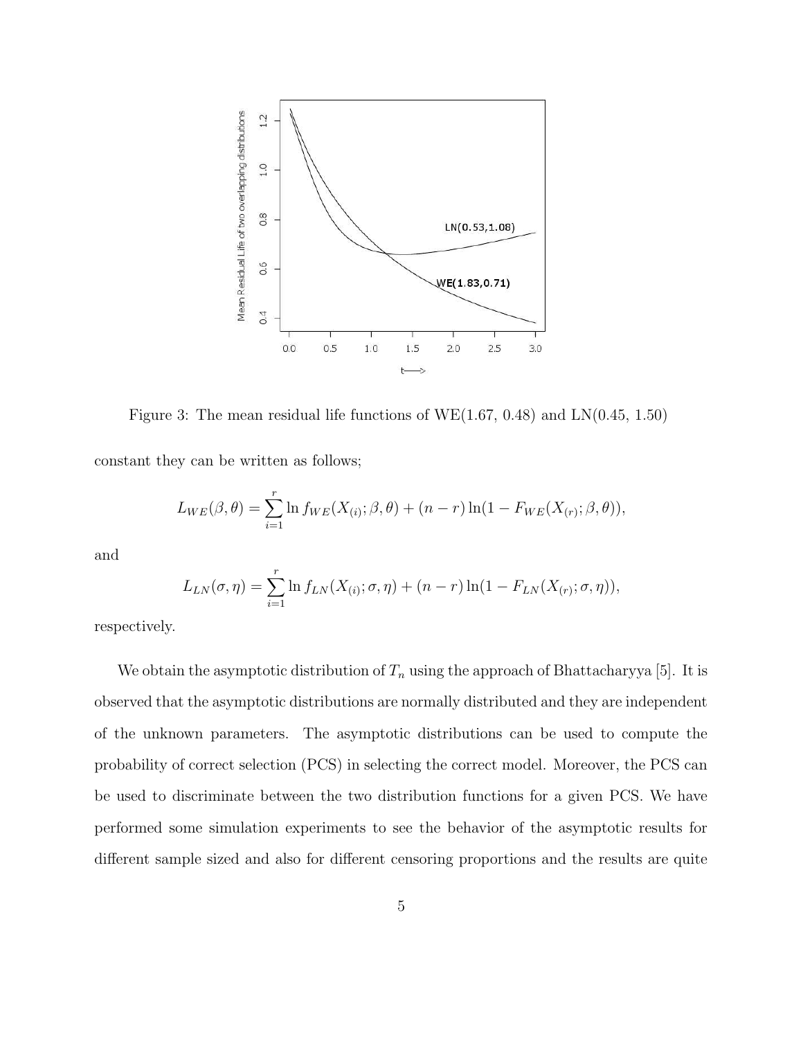Figure 3: The mean residual life functions of WE(1.67, 0.48) and LN(0.45, 1.50)

constant they can be written as follows;

$$L_{WE}(\beta, \theta) = \sum_{i=1}^{r} \ln f_{WE}(X_{(i)}; \beta, \theta) + (n - r) \ln(1 - F_{WE}(X_{(r)}; \beta, \theta)),$$

and

$$L_{LN}(\sigma, \eta) = \sum_{i=1}^{r} \ln f_{LN}(X_{(i)}; \sigma, \eta) + (n - r) \ln(1 - F_{LN}(X_{(r)}; \sigma, \eta)),$$

respectively.

We obtain the asymptotic distribution of $T_n$ using the approach of Bhattacharyya [5]. It is observed that the asymptotic distributions are normally distributed and they are independent of the unknown parameters. The asymptotic distributions can be used to compute the probability of correct selection (PCS) in selecting the correct model. Moreover, the PCS can be used to discriminate between the two distribution functions for a given PCS. We have performed some simulation experiments to see the behavior of the asymptotic results for different sample sized and also for different censoring proportions and the results are quite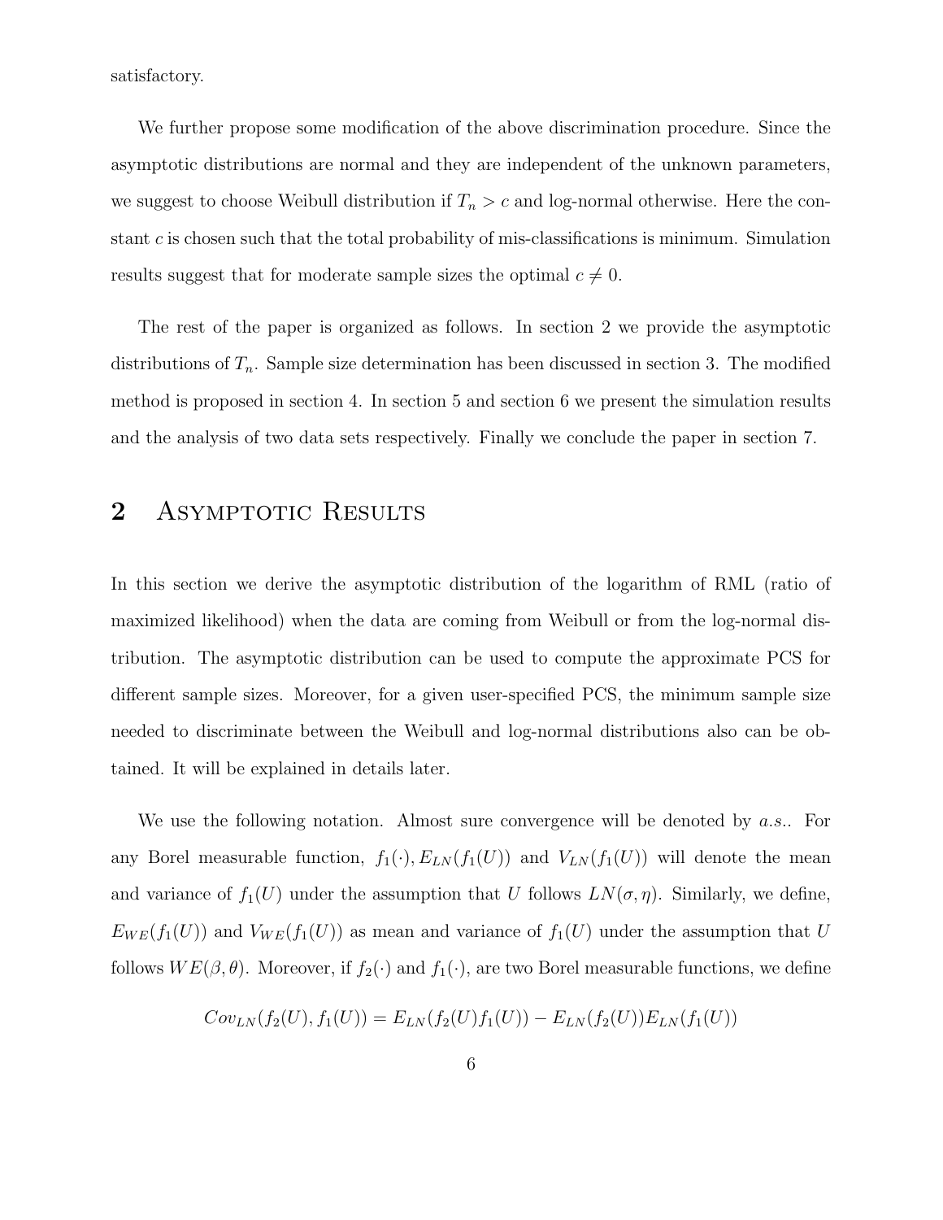satisfactory.

We further propose some modification of the above discrimination procedure. Since the asymptotic distributions are normal and they are independent of the unknown parameters, we suggest to choose Weibull distribution if $T_n > c$ and log-normal otherwise. Here the constant $c$ is chosen such that the total probability of mis-classifications is minimum. Simulation results suggest that for moderate sample sizes the optimal $c \neq 0$.

The rest of the paper is organized as follows. In section 2 we provide the asymptotic distributions of $T_n$. Sample size determination has been discussed in section 3. The modified method is proposed in section 4. In section 5 and section 6 we present the simulation results and the analysis of two data sets respectively. Finally we conclude the paper in section 7.

## 2 Asymptotic Results

In this section we derive the asymptotic distribution of the logarithm of RML (ratio of maximized likelihood) when the data are coming from Weibull or from the log-normal distribution. The asymptotic distribution can be used to compute the approximate PCS for different sample sizes. Moreover, for a given user-specified PCS, the minimum sample size needed to discriminate between the Weibull and log-normal distributions also can be obtained. It will be explained in details later.

We use the following notation. Almost sure convergence will be denoted by *a.s.*. For any Borel measurable function, $f_1(\cdot), E_{LN}(f_1(U))$ and $V_{LN}(f_1(U))$ will denote the mean and variance of $f_1(U)$ under the assumption that $U$ follows $LN(\sigma, \eta)$. Similarly, we define, $E_{WE}(f_1(U))$ and $V_{WE}(f_1(U))$ as mean and variance of $f_1(U)$ under the assumption that $U$ follows $WE(\beta, \theta)$. Moreover, if $f_2(\cdot)$ and $f_1(\cdot)$, are two Borel measurable functions, we define

$$Cov_{LN}(f_2(U), f_1(U)) = E_{LN}(f_2(U)f_1(U)) - E_{LN}(f_2(U))E_{LN}(f_1(U))$$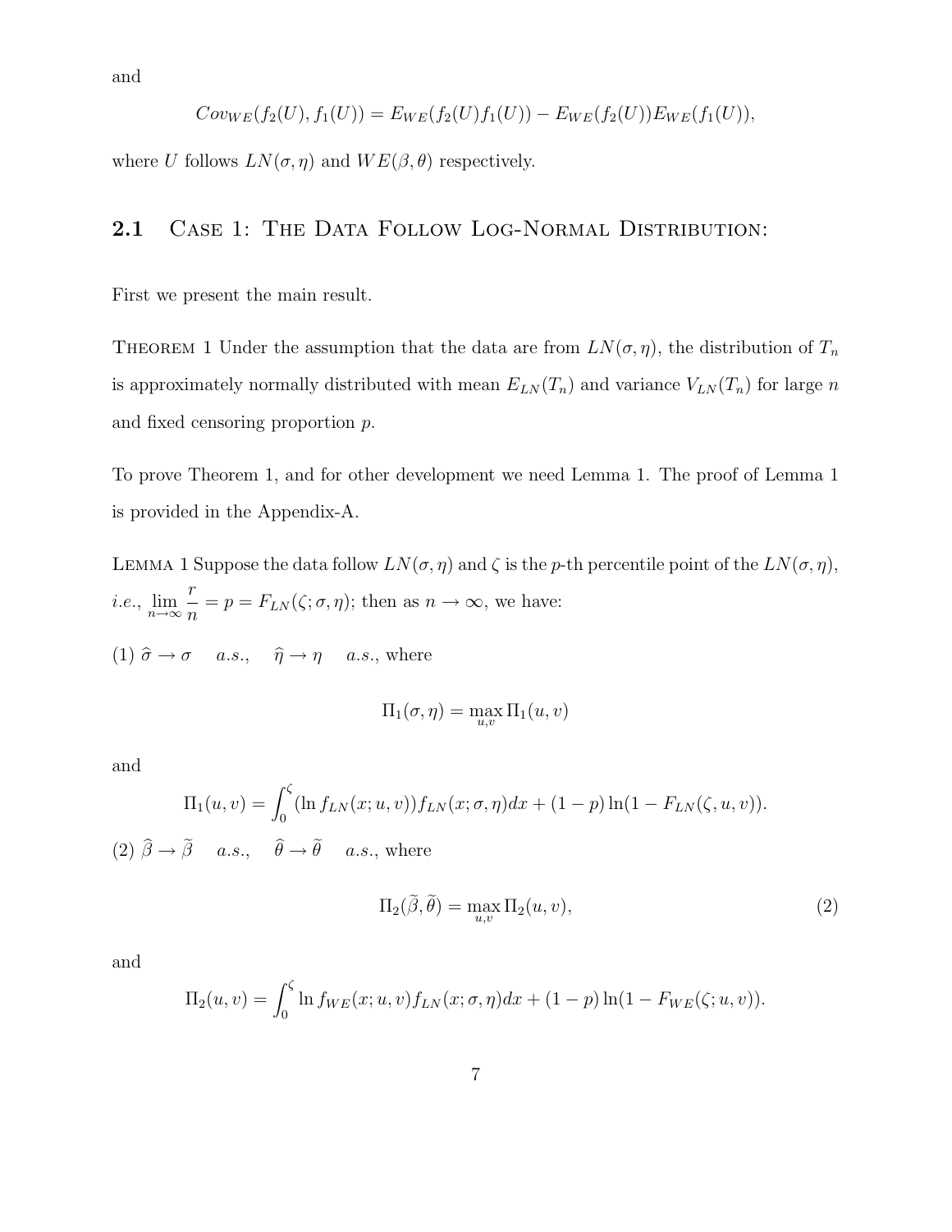and

$$Cov_{WE}(f_2(U), f_1(U)) = E_{WE}(f_2(U)f_1(U)) - E_{WE}(f_2(U))E_{WE}(f_1(U)),$$

where $U$ follows $LN(\sigma, \eta)$ and $WE(\beta, \theta)$ respectively.

### 2.1 Case 1: The Data Follow Log-Normal Distribution:

First we present the main result.

Theorem 1 Under the assumption that the data are from $LN(\sigma, \eta)$, the distribution of $T_n$ is approximately normally distributed with mean $E_{LN}(T_n)$ and variance $V_{LN}(T_n)$ for large $n$ and fixed censoring proportion $p$.

To prove Theorem 1, and for other development we need Lemma 1. The proof of Lemma 1 is provided in the Appendix-A.

Lemma 1 Suppose the data follow $LN(\sigma, \eta)$ and $\zeta$ is the $p$-th percentile point of the $LN(\sigma, \eta)$, *i.e.*, $\lim_{n\to\infty} \frac{r}{n} = p = F_{LN}(\zeta; \sigma, \eta)$; then as $n \to \infty$, we have:

(1) $\widehat{\sigma} \to \sigma \quad a.s., \quad \widehat{\eta} \to \eta \quad a.s.$, where

$$\Pi_1(\sigma, \eta) = \max_{u,v} \Pi_1(u, v)$$

and

$$\Pi_1(u, v) = \int_0^{\zeta} (\ln f_{LN}(x; u, v)) f_{LN}(x; \sigma, \eta) dx + (1 - p) \ln(1 - F_{LN}(\zeta, u, v)).$$

(2) $\widehat{\beta} \to \widetilde{\beta} \quad a.s., \quad \widehat{\theta} \to \widetilde{\theta} \quad a.s.$, where

$$\Pi_2(\widetilde{\beta}, \widetilde{\theta}) = \max_{u,v} \Pi_2(u, v), \tag{2}$$

and

$$\Pi_2(u, v) = \int_0^{\zeta} \ln f_{WE}(x; u, v) f_{LN}(x; \sigma, \eta) dx + (1 - p) \ln(1 - F_{WE}(\zeta; u, v)).$$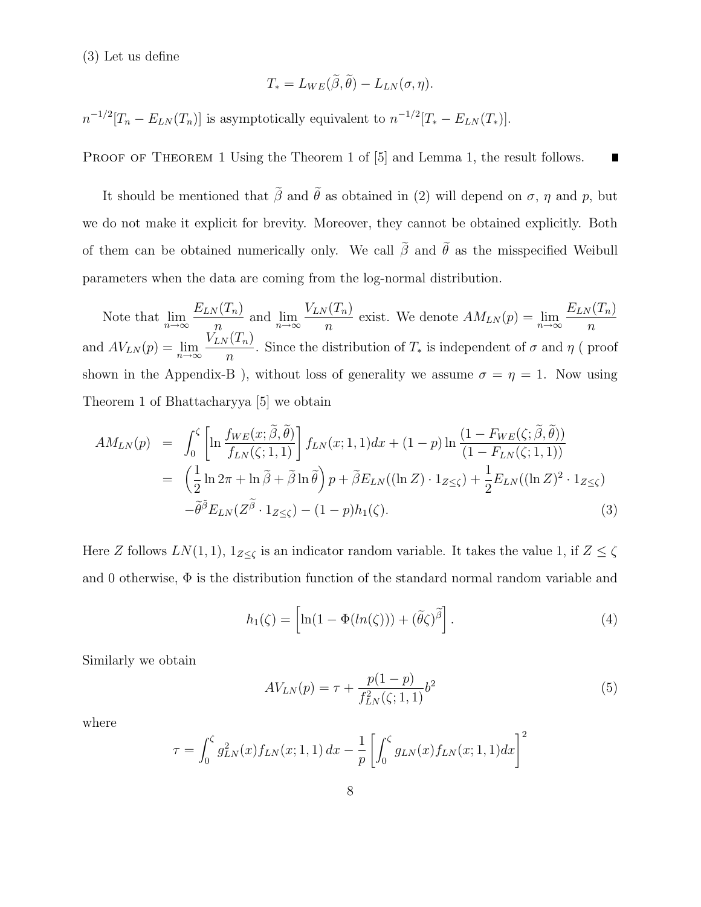(3) Let us define

$$T_* = L_{WE}(\widetilde{\beta}, \widetilde{\theta}) - L_{LN}(\sigma, \eta).$$

$n^{-1/2}[T_n - E_{LN}(T_n)]$ is asymptotically equivalent to $n^{-1/2}[T_* - E_{LN}(T_*)]$.

Proof of Theorem 1 Using the Theorem 1 of [5] and Lemma 1, the result follows. ∎

It should be mentioned that $\widetilde{\beta}$ and $\widetilde{\theta}$ as obtained in (2) will depend on $\sigma$, $\eta$ and $p$, but we do not make it explicit for brevity. Moreover, they cannot be obtained explicitly. Both of them can be obtained numerically only. We call $\widetilde{\beta}$ and $\widetilde{\theta}$ as the misspecified Weibull parameters when the data are coming from the log-normal distribution.

Note that $\lim_{n\to\infty} \frac{E_{LN}(T_n)}{n}$ and $\lim_{n\to\infty} \frac{V_{LN}(T_n)}{n}$ exist. We denote $AM_{LN}(p) = \lim_{n\to\infty} \frac{E_{LN}(T_n)}{n}$ and $AV_{LN}(p) = \lim_{n\to\infty} \frac{V_{LN}(T_n)}{n}$. Since the distribution of $T_*$ is independent of $\sigma$ and $\eta$ ( proof shown in the Appendix-B ), without loss of generality we assume $\sigma = \eta = 1$. Now using Theorem 1 of Bhattacharyya [5] we obtain

$$\begin{aligned}
AM_{LN}(p) &= \int_0^{\zeta} \left[\ln \frac{f_{WE}(x; \widetilde{\beta}, \widetilde{\theta})}{f_{LN}(\zeta; 1, 1)}\right] f_{LN}(x; 1, 1)dx + (1-p) \ln \frac{(1 - F_{WE}(\zeta; \widetilde{\beta}, \widetilde{\theta}))}{(1 - F_{LN}(\zeta; 1, 1))} \\
&= \left(\frac{1}{2}\ln 2\pi + \ln \widetilde{\beta} + \widetilde{\beta} \ln \widetilde{\theta}\right) p + \widetilde{\beta} E_{LN}((\ln Z) \cdot 1_{Z \le \zeta}) + \frac{1}{2} E_{LN}((\ln Z)^2 \cdot 1_{Z \le \zeta}) \\
&\quad - \widetilde{\theta}^{\widetilde{\beta}} E_{LN}(Z^{\widetilde{\beta}} \cdot 1_{Z \le \zeta}) - (1-p) h_1(\zeta).
\end{aligned} \tag{3}$$

Here $Z$ follows $LN(1, 1)$, $1_{Z\le\zeta}$ is an indicator random variable. It takes the value 1, if $Z \le \zeta$ and 0 otherwise, $\Phi$ is the distribution function of the standard normal random variable and

$$h_1(\zeta) = \left[\ln(1 - \Phi(ln(\zeta))) + (\widetilde{\theta}\zeta)^{\widetilde{\beta}}\right]. \tag{4}$$

Similarly we obtain

$$AV_{LN}(p) = \tau + \frac{p(1-p)}{f_{LN}^2(\zeta; 1, 1)} b^2 \tag{5}$$

where

$$\tau = \int_0^{\zeta} g_{LN}^2(x) f_{LN}(x; 1, 1)\, dx - \frac{1}{p} \left[\int_0^{\zeta} g_{LN}(x) f_{LN}(x; 1, 1) dx\right]^2$$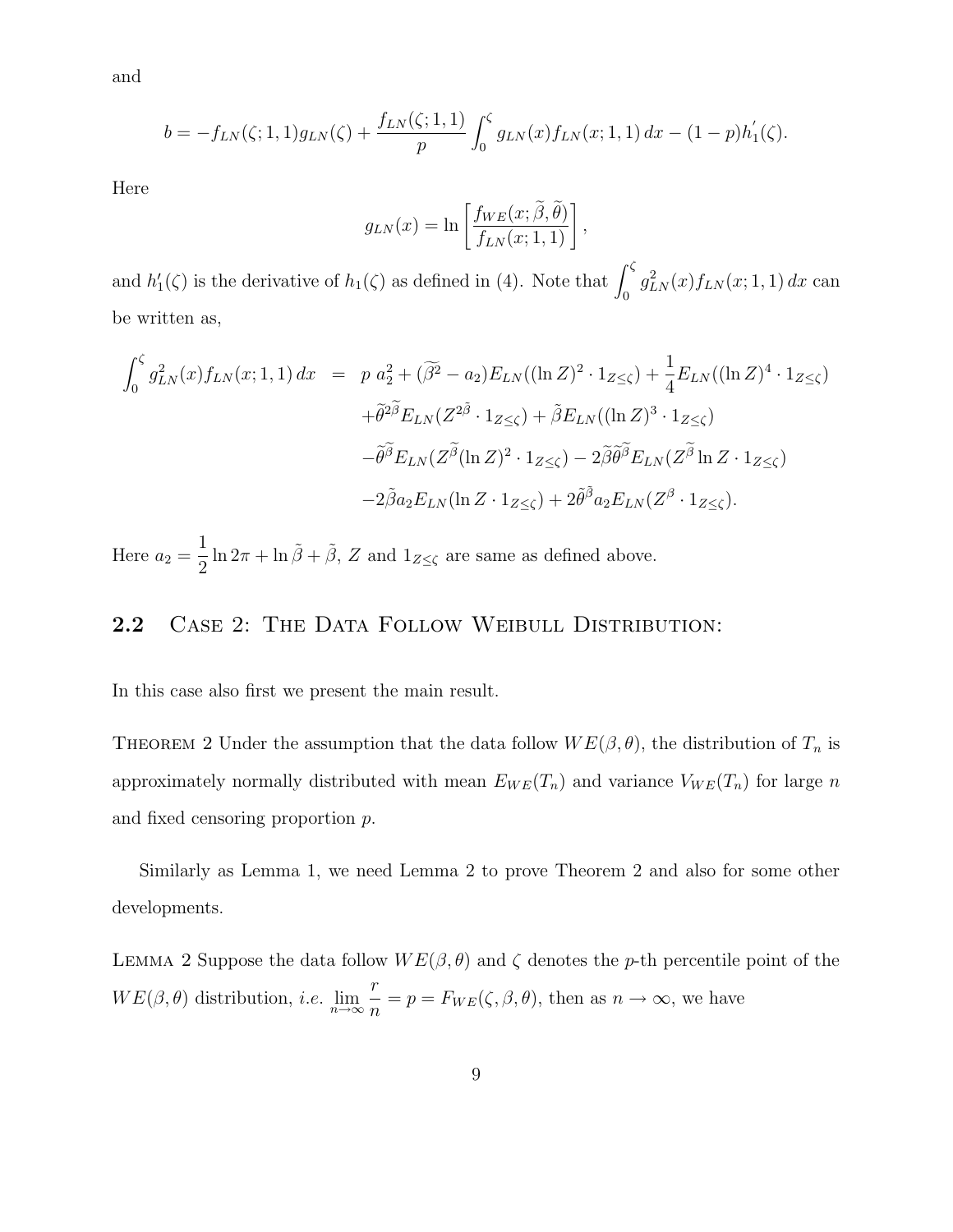and

$$b = -f_{LN}(\zeta;1,1)g_{LN}(\zeta) + \frac{f_{LN}(\zeta;1,1)}{p}\int_0^{\zeta} g_{LN}(x)f_{LN}(x;1,1)\,dx - (1-p)h_1^{'}(\zeta).$$

Here

$$g_{LN}(x) = \ln\left[\frac{f_{WE}(x;\widetilde{\beta},\widetilde{\theta})}{f_{LN}(x;1,1)}\right],$$

and $h_1'(\zeta)$ is the derivative of $h_1(\zeta)$ as defined in (4). Note that $\int_0^{\zeta} g_{LN}^2(x)f_{LN}(x;1,1)\,dx$ can be written as,

$$\begin{aligned}
\int_0^{\zeta} g_{LN}^2(x)f_{LN}(x;1,1)\,dx &= p\; a_2^2 + (\widetilde{\beta^2} - a_2)E_{LN}((\ln Z)^2\cdot 1_{Z\leq\zeta}) + \frac{1}{4}E_{LN}((\ln Z)^4\cdot 1_{Z\leq\zeta}) \\
&\quad + \widetilde{\theta}^{2\widetilde{\beta}}E_{LN}(Z^{2\tilde{\beta}}\cdot 1_{Z\leq\zeta}) + \tilde{\beta}E_{LN}((\ln Z)^3\cdot 1_{Z\leq\zeta}) \\
&\quad - \widetilde{\theta}^{\widetilde{\beta}}E_{LN}(Z^{\widetilde{\beta}}(\ln Z)^2\cdot 1_{Z\leq\zeta}) - 2\widetilde{\beta}\widetilde{\theta}^{\widetilde{\beta}}E_{LN}(Z^{\widetilde{\beta}}\ln Z\cdot 1_{Z\leq\zeta}) \\
&\quad - 2\tilde{\beta}a_2E_{LN}(\ln Z\cdot 1_{Z\leq\zeta}) + 2\tilde{\theta}^{\tilde{\beta}}a_2E_{LN}(Z^{\beta}\cdot 1_{Z\leq\zeta}).
\end{aligned}$$

Here $a_2 = \dfrac{1}{2}\ln 2\pi + \ln\tilde{\beta} + \tilde{\beta}$, $Z$ and $1_{Z\leq\zeta}$ are same as defined above.

## 2.2 Case 2: The Data Follow Weibull Distribution:

In this case also first we present the main result.

Theorem 2 Under the assumption that the data follow $WE(\beta,\theta)$, the distribution of $T_n$ is approximately normally distributed with mean $E_{WE}(T_n)$ and variance $V_{WE}(T_n)$ for large $n$ and fixed censoring proportion $p$.

Similarly as Lemma 1, we need Lemma 2 to prove Theorem 2 and also for some other developments.

Lemma 2 Suppose the data follow $WE(\beta,\theta)$ and $\zeta$ denotes the $p$-th percentile point of the $WE(\beta,\theta)$ distribution, *i.e.* $\lim_{n\to\infty}\dfrac{r}{n} = p = F_{WE}(\zeta,\beta,\theta)$, then as $n\to\infty$, we have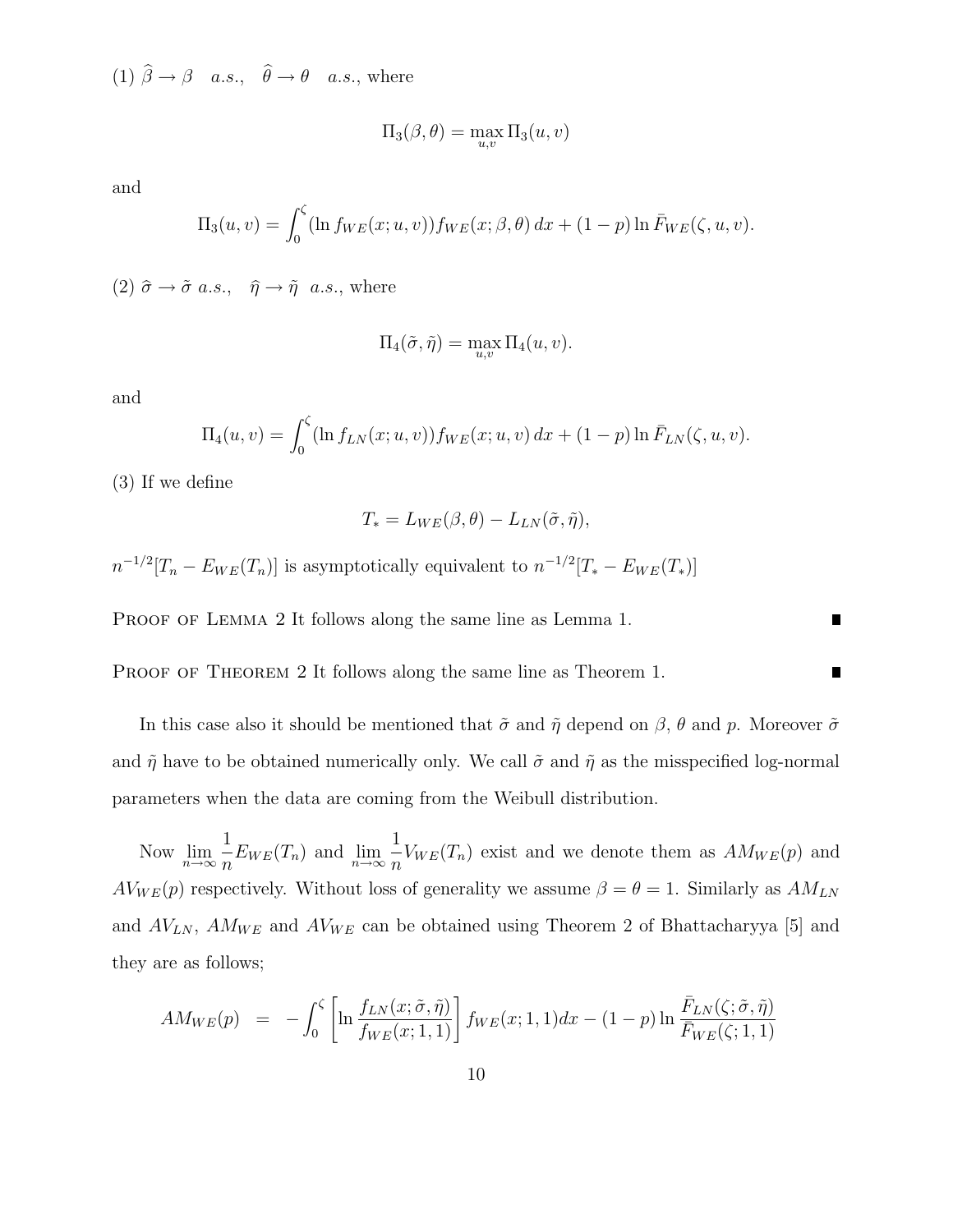(1) $\widehat{\beta} \rightarrow \beta \quad a.s., \quad \widehat{\theta} \rightarrow \theta \quad a.s.$, where

$$\Pi_3(\beta, \theta) = \max_{u,v} \Pi_3(u, v)$$

and

$$\Pi_3(u, v) = \int_0^{\zeta} (\ln f_{WE}(x; u, v)) f_{WE}(x; \beta, \theta)\, dx + (1 - p) \ln \bar{F}_{WE}(\zeta, u, v).$$

(2) $\widehat{\sigma} \rightarrow \tilde{\sigma}\ a.s., \quad \widehat{\eta} \rightarrow \tilde{\eta}\ \ a.s.$, where

$$\Pi_4(\tilde{\sigma}, \tilde{\eta}) = \max_{u,v} \Pi_4(u, v).$$

and

$$\Pi_4(u, v) = \int_0^{\zeta} (\ln f_{LN}(x; u, v)) f_{WE}(x; u, v)\, dx + (1 - p) \ln \bar{F}_{LN}(\zeta, u, v).$$

(3) If we define

$$T_* = L_{WE}(\beta, \theta) - L_{LN}(\tilde{\sigma}, \tilde{\eta}),$$

$n^{-1/2}[T_n - E_{WE}(T_n)]$ is asymptotically equivalent to $n^{-1/2}[T_* - E_{WE}(T_*)]$

Proof of Lemma 2 It follows along the same line as Lemma 1. ∎

Proof of Theorem 2 It follows along the same line as Theorem 1. ∎

In this case also it should be mentioned that $\tilde{\sigma}$ and $\tilde{\eta}$ depend on $\beta$, $\theta$ and $p$. Moreover $\tilde{\sigma}$ and $\tilde{\eta}$ have to be obtained numerically only. We call $\tilde{\sigma}$ and $\tilde{\eta}$ as the misspecified log-normal parameters when the data are coming from the Weibull distribution.

Now $\lim_{n\to\infty} \frac{1}{n} E_{WE}(T_n)$ and $\lim_{n\to\infty} \frac{1}{n} V_{WE}(T_n)$ exist and we denote them as $AM_{WE}(p)$ and $AV_{WE}(p)$ respectively. Without loss of generality we assume $\beta = \theta = 1$. Similarly as $AM_{LN}$ and $AV_{LN}$, $AM_{WE}$ and $AV_{WE}$ can be obtained using Theorem 2 of Bhattacharyya [5] and they are as follows;

$$AM_{WE}(p) \;\;=\;\; -\int_0^{\zeta} \left[ \ln \frac{f_{LN}(x; \tilde{\sigma}, \tilde{\eta})}{f_{WE}(x; 1, 1)} \right] f_{WE}(x; 1, 1) dx - (1 - p) \ln \frac{\bar{F}_{LN}(\zeta; \tilde{\sigma}, \tilde{\eta})}{\bar{F}_{WE}(\zeta; 1, 1)}$$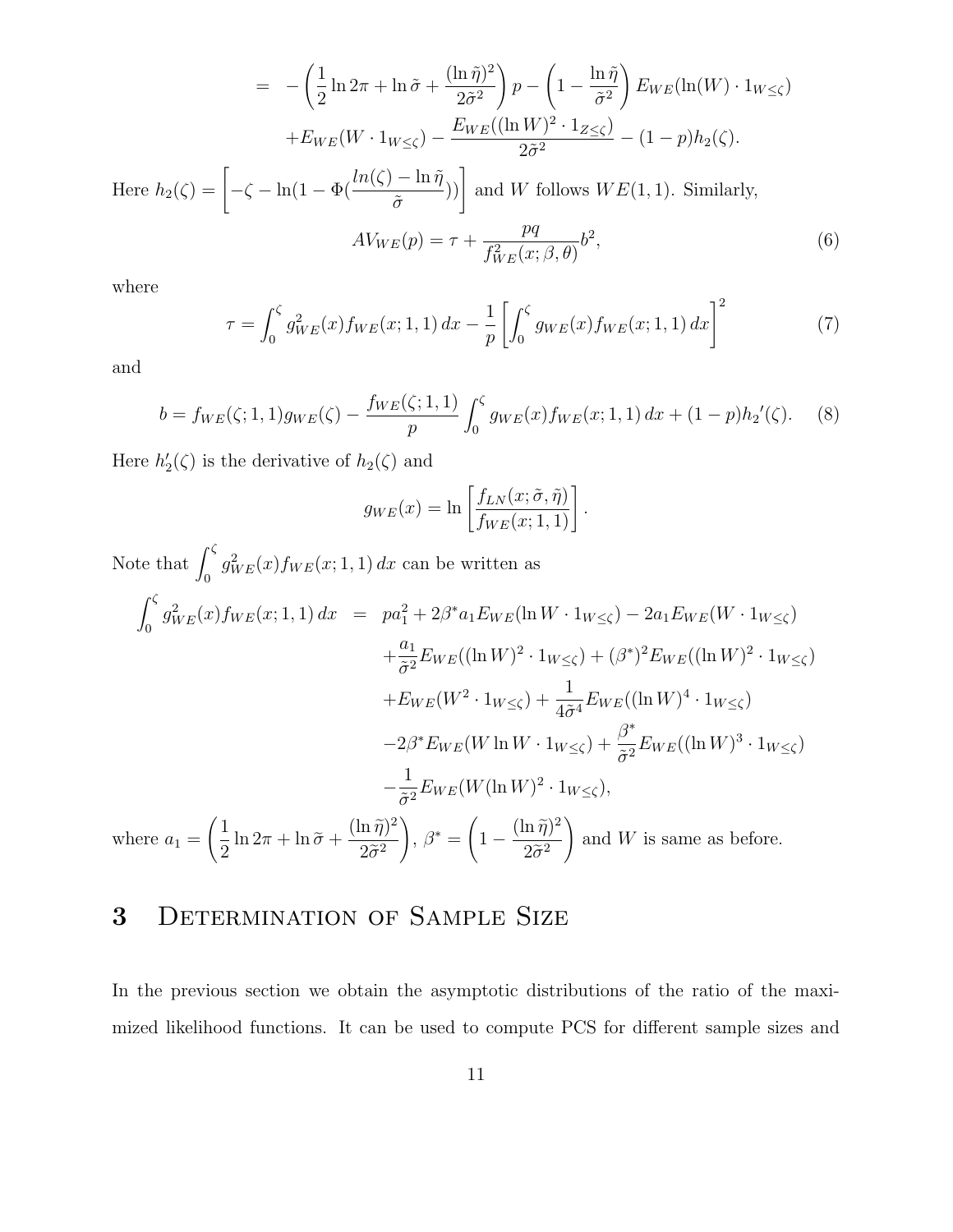$$
\begin{aligned}
&= -\left(\frac{1}{2}\ln 2\pi + \ln\tilde{\sigma} + \frac{(\ln\tilde{\eta})^2}{2\tilde{\sigma}^2}\right)p - \left(1 - \frac{\ln\tilde{\eta}}{\tilde{\sigma}^2}\right)E_{WE}(\ln(W)\cdot 1_{W\leq\zeta}) \\
&\quad + E_{WE}(W\cdot 1_{W\leq\zeta}) - \frac{E_{WE}((\ln W)^2\cdot 1_{Z\leq\zeta})}{2\tilde{\sigma}^2} - (1-p)h_2(\zeta).
\end{aligned}
$$

Here $h_2(\zeta) = \left[-\zeta - \ln(1 - \Phi(\frac{ln(\zeta) - \ln\tilde{\eta}}{\tilde{\sigma}}))\right]$ and $W$ follows $WE(1,1)$. Similarly,

$$
AV_{WE}(p) = \tau + \frac{pq}{f_{WE}^2(x;\beta,\theta)}b^2, \tag{6}
$$

where

$$
\tau = \int_0^{\zeta} g_{WE}^2(x) f_{WE}(x;1,1)\,dx - \frac{1}{p}\left[\int_0^{\zeta} g_{WE}(x) f_{WE}(x;1,1)\,dx\right]^2 \tag{7}
$$

and

$$
b = f_{WE}(\zeta;1,1)g_{WE}(\zeta) - \frac{f_{WE}(\zeta;1,1)}{p}\int_0^{\zeta} g_{WE}(x) f_{WE}(x;1,1)\,dx + (1-p){h_2}'(\zeta). \tag{8}
$$

Here $h_2'(\zeta)$ is the derivative of $h_2(\zeta)$ and

$$
g_{WE}(x) = \ln\left[\frac{f_{LN}(x;\tilde{\sigma},\tilde{\eta})}{f_{WE}(x;1,1)}\right].
$$

Note that $\int_0^{\zeta} g_{WE}^2(x) f_{WE}(x;1,1)\,dx$ can be written as

$$
\begin{aligned}
\int_0^{\zeta} g_{WE}^2(x) f_{WE}(x;1,1)\,dx &= pa_1^2 + 2\beta^* a_1 E_{WE}(\ln W\cdot 1_{W\leq\zeta}) - 2a_1 E_{WE}(W\cdot 1_{W\leq\zeta}) \\
&\quad + \frac{a_1}{\tilde{\sigma}^2}E_{WE}((\ln W)^2\cdot 1_{W\leq\zeta}) + (\beta^*)^2 E_{WE}((\ln W)^2\cdot 1_{W\leq\zeta}) \\
&\quad + E_{WE}(W^2\cdot 1_{W\leq\zeta}) + \frac{1}{4\tilde{\sigma}^4}E_{WE}((\ln W)^4\cdot 1_{W\leq\zeta}) \\
&\quad - 2\beta^* E_{WE}(W\ln W\cdot 1_{W\leq\zeta}) + \frac{\beta^*}{\tilde{\sigma}^2}E_{WE}((\ln W)^3\cdot 1_{W\leq\zeta}) \\
&\quad - \frac{1}{\tilde{\sigma}^2}E_{WE}(W(\ln W)^2\cdot 1_{W\leq\zeta}),
\end{aligned}
$$

where $a_1 = \left(\frac{1}{2}\ln 2\pi + \ln\tilde{\sigma} + \frac{(\ln\tilde{\eta})^2}{2\tilde{\sigma}^2}\right)$, $\beta^* = \left(1 - \frac{(\ln\tilde{\eta})^2}{2\tilde{\sigma}^2}\right)$ and $W$ is same as before.

# 3 Determination of Sample Size

In the previous section we obtain the asymptotic distributions of the ratio of the maximized likelihood functions. It can be used to compute PCS for different sample sizes and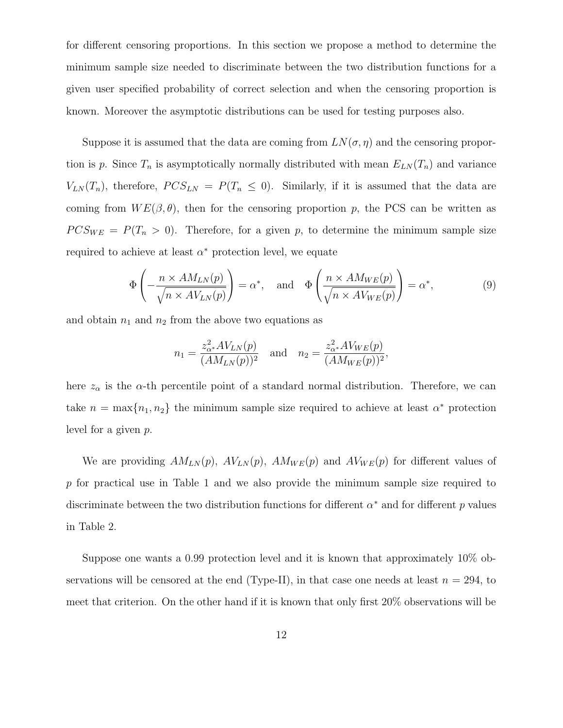for different censoring proportions. In this section we propose a method to determine the minimum sample size needed to discriminate between the two distribution functions for a given user specified probability of correct selection and when the censoring proportion is known. Moreover the asymptotic distributions can be used for testing purposes also.

Suppose it is assumed that the data are coming from $LN(\sigma, \eta)$ and the censoring proportion is $p$. Since $T_n$ is asymptotically normally distributed with mean $E_{LN}(T_n)$ and variance $V_{LN}(T_n)$, therefore, $PCS_{LN} = P(T_n \leq 0)$. Similarly, if it is assumed that the data are coming from $WE(\beta, \theta)$, then for the censoring proportion $p$, the PCS can be written as $PCS_{WE} = P(T_n > 0)$. Therefore, for a given $p$, to determine the minimum sample size required to achieve at least $\alpha^*$ protection level, we equate

$$\Phi\left(-\frac{n \times AM_{LN}(p)}{\sqrt{n \times AV_{LN}(p)}}\right) = \alpha^*, \quad \text{and} \quad \Phi\left(\frac{n \times AM_{WE}(p)}{\sqrt{n \times AV_{WE}(p)}}\right) = \alpha^*, \tag{9}$$

and obtain $n_1$ and $n_2$ from the above two equations as

$$n_1 = \frac{z_{\alpha^*}^2 AV_{LN}(p)}{(AM_{LN}(p))^2} \quad \text{and} \quad n_2 = \frac{z_{\alpha^*}^2 AV_{WE}(p)}{(AM_{WE}(p))^2},$$

here $z_\alpha$ is the $\alpha$-th percentile point of a standard normal distribution. Therefore, we can take $n = \max\{n_1, n_2\}$ the minimum sample size required to achieve at least $\alpha^*$ protection level for a given $p$.

We are providing $AM_{LN}(p)$, $AV_{LN}(p)$, $AM_{WE}(p)$ and $AV_{WE}(p)$ for different values of $p$ for practical use in Table 1 and we also provide the minimum sample size required to discriminate between the two distribution functions for different $\alpha^*$ and for different $p$ values in Table 2.

Suppose one wants a 0.99 protection level and it is known that approximately 10% observations will be censored at the end (Type-II), in that case one needs at least $n = 294$, to meet that criterion. On the other hand if it is known that only first 20% observations will be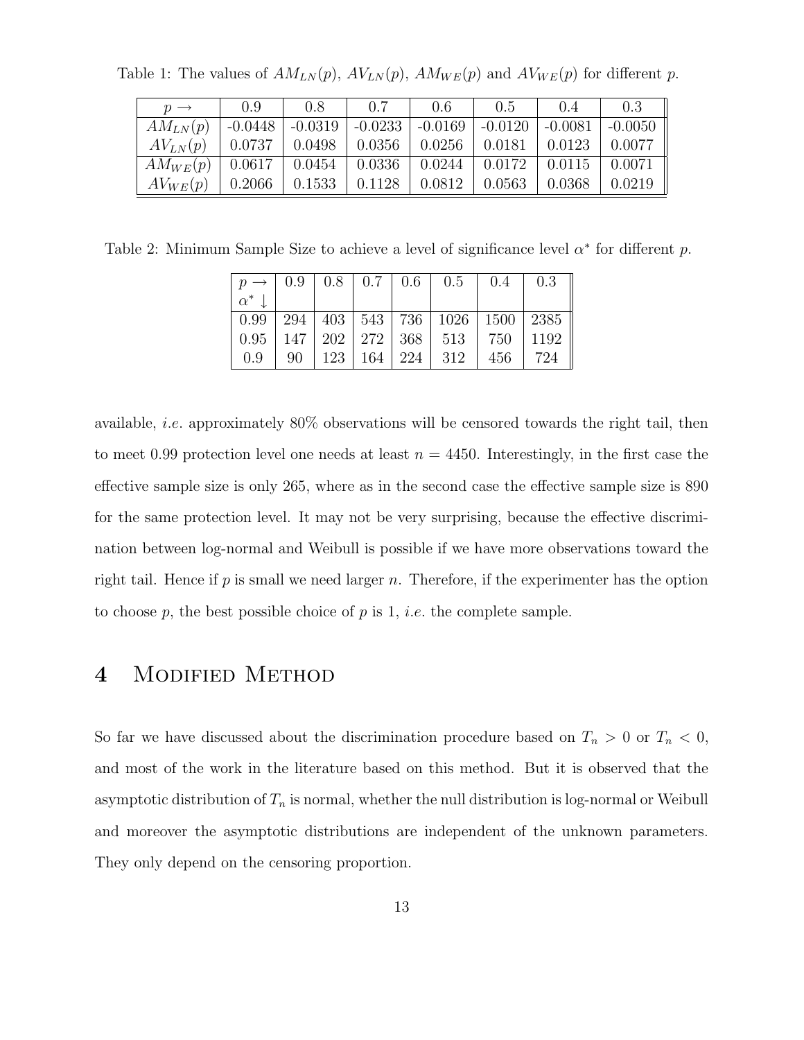Table 1: The values of $AM_{LN}(p)$, $AV_{LN}(p)$, $AM_{WE}(p)$ and $AV_{WE}(p)$ for different $p$.

| $p \rightarrow$ | 0.9 | 0.8 | 0.7 | 0.6 | 0.5 | 0.4 | 0.3 |
|---|---|---|---|---|---|---|---|
| $AM_{LN}(p)$ | -0.0448 | -0.0319 | -0.0233 | -0.0169 | -0.0120 | -0.0081 | -0.0050 |
| $AV_{LN}(p)$ | 0.0737 | 0.0498 | 0.0356 | 0.0256 | 0.0181 | 0.0123 | 0.0077 |
| $AM_{WE}(p)$ | 0.0617 | 0.0454 | 0.0336 | 0.0244 | 0.0172 | 0.0115 | 0.0071 |
| $AV_{WE}(p)$ | 0.2066 | 0.1533 | 0.1128 | 0.0812 | 0.0563 | 0.0368 | 0.0219 |

Table 2: Minimum Sample Size to achieve a level of significance level $\alpha^*$ for different $p$.

| $p \rightarrow$ $\alpha^* \downarrow$ | 0.9 | 0.8 | 0.7 | 0.6 | 0.5 | 0.4 | 0.3 |
|---|---|---|---|---|---|---|---|
| 0.99 | 294 | 403 | 543 | 736 | 1026 | 1500 | 2385 |
| 0.95 | 147 | 202 | 272 | 368 | 513 | 750 | 1192 |
| 0.9 | 90 | 123 | 164 | 224 | 312 | 456 | 724 |

available, *i.e.* approximately 80% observations will be censored towards the right tail, then to meet 0.99 protection level one needs at least $n = 4450$. Interestingly, in the first case the effective sample size is only 265, where as in the second case the effective sample size is 890 for the same protection level. It may not be very surprising, because the effective discrimination between log-normal and Weibull is possible if we have more observations toward the right tail. Hence if $p$ is small we need larger $n$. Therefore, if the experimenter has the option to choose $p$, the best possible choice of $p$ is 1, *i.e.* the complete sample.

# 4 Modified Method

So far we have discussed about the discrimination procedure based on $T_n > 0$ or $T_n < 0$, and most of the work in the literature based on this method. But it is observed that the asymptotic distribution of $T_n$ is normal, whether the null distribution is log-normal or Weibull and moreover the asymptotic distributions are independent of the unknown parameters. They only depend on the censoring proportion.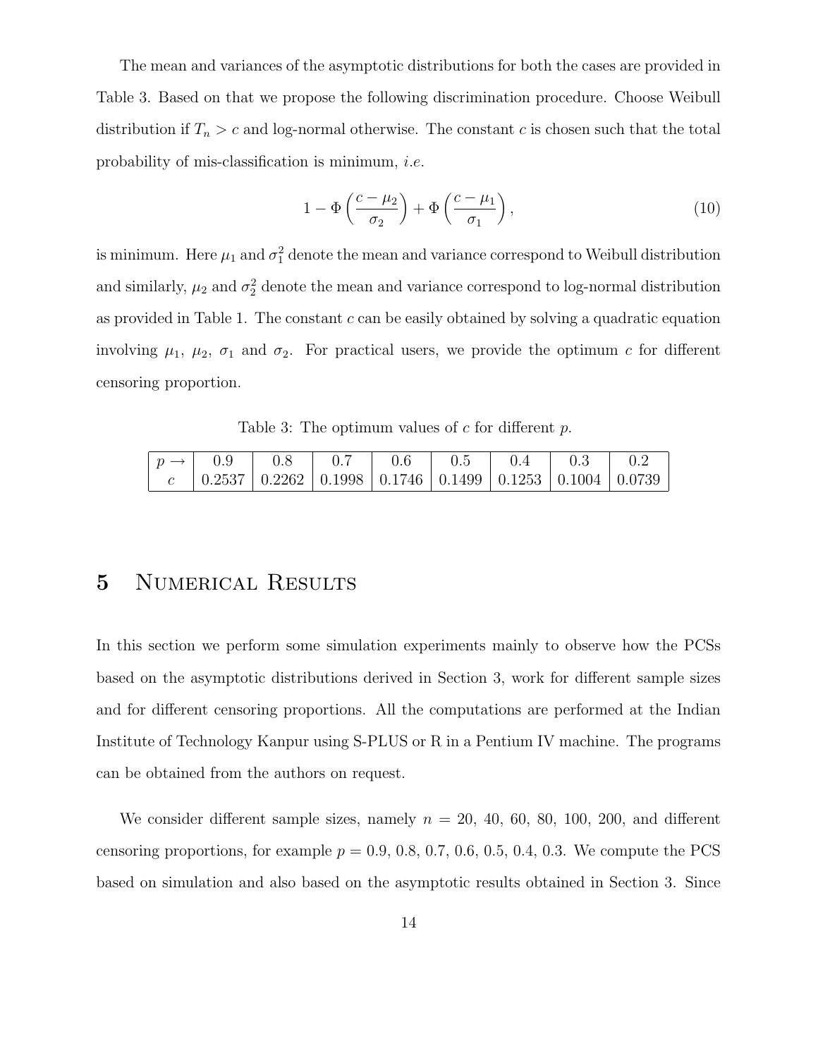The mean and variances of the asymptotic distributions for both the cases are provided in Table 3. Based on that we propose the following discrimination procedure. Choose Weibull distribution if $T_n > c$ and log-normal otherwise. The constant $c$ is chosen such that the total probability of mis-classification is minimum, *i.e.*

$$1 - \Phi\left(\frac{c - \mu_2}{\sigma_2}\right) + \Phi\left(\frac{c - \mu_1}{\sigma_1}\right), \tag{10}$$

is minimum. Here $\mu_1$ and $\sigma_1^2$ denote the mean and variance correspond to Weibull distribution and similarly, $\mu_2$ and $\sigma_2^2$ denote the mean and variance correspond to log-normal distribution as provided in Table 1. The constant $c$ can be easily obtained by solving a quadratic equation involving $\mu_1$, $\mu_2$, $\sigma_1$ and $\sigma_2$. For practical users, we provide the optimum $c$ for different censoring proportion.

Table 3: The optimum values of $c$ for different $p$.

| $p \rightarrow$ | 0.9 | 0.8 | 0.7 | 0.6 | 0.5 | 0.4 | 0.3 | 0.2 |
|---|---|---|---|---|---|---|---|---|
| $c$ | 0.2537 | 0.2262 | 0.1998 | 0.1746 | 0.1499 | 0.1253 | 0.1004 | 0.0739 |

## 5 Numerical Results

In this section we perform some simulation experiments mainly to observe how the PCSs based on the asymptotic distributions derived in Section 3, work for different sample sizes and for different censoring proportions. All the computations are performed at the Indian Institute of Technology Kanpur using S-PLUS or R in a Pentium IV machine. The programs can be obtained from the authors on request.

We consider different sample sizes, namely $n$ = 20, 40, 60, 80, 100, 200, and different censoring proportions, for example $p$ = 0.9, 0.8, 0.7, 0.6, 0.5, 0.4, 0.3. We compute the PCS based on simulation and also based on the asymptotic results obtained in Section 3. Since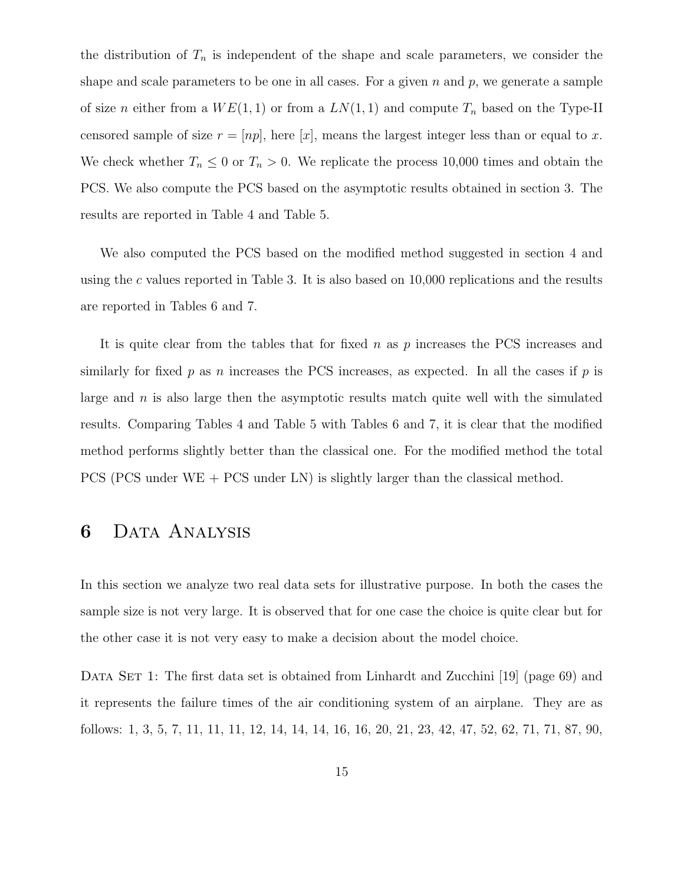the distribution of $T_n$ is independent of the shape and scale parameters, we consider the shape and scale parameters to be one in all cases. For a given $n$ and $p$, we generate a sample of size $n$ either from a $WE(1,1)$ or from a $LN(1,1)$ and compute $T_n$ based on the Type-II censored sample of size $r = [np]$, here $[x]$, means the largest integer less than or equal to $x$. We check whether $T_n \leq 0$ or $T_n > 0$. We replicate the process 10,000 times and obtain the PCS. We also compute the PCS based on the asymptotic results obtained in section 3. The results are reported in Table 4 and Table 5.

We also computed the PCS based on the modified method suggested in section 4 and using the $c$ values reported in Table 3. It is also based on 10,000 replications and the results are reported in Tables 6 and 7.

It is quite clear from the tables that for fixed $n$ as $p$ increases the PCS increases and similarly for fixed $p$ as $n$ increases the PCS increases, as expected. In all the cases if $p$ is large and $n$ is also large then the asymptotic results match quite well with the simulated results. Comparing Tables 4 and Table 5 with Tables 6 and 7, it is clear that the modified method performs slightly better than the classical one. For the modified method the total PCS (PCS under WE + PCS under LN) is slightly larger than the classical method.

# 6 Data Analysis

In this section we analyze two real data sets for illustrative purpose. In both the cases the sample size is not very large. It is observed that for one case the choice is quite clear but for the other case it is not very easy to make a decision about the model choice.

Data Set 1: The first data set is obtained from Linhardt and Zucchini [19] (page 69) and it represents the failure times of the air conditioning system of an airplane. They are as follows: 1, 3, 5, 7, 11, 11, 11, 12, 14, 14, 14, 16, 16, 20, 21, 23, 42, 47, 52, 62, 71, 71, 87, 90,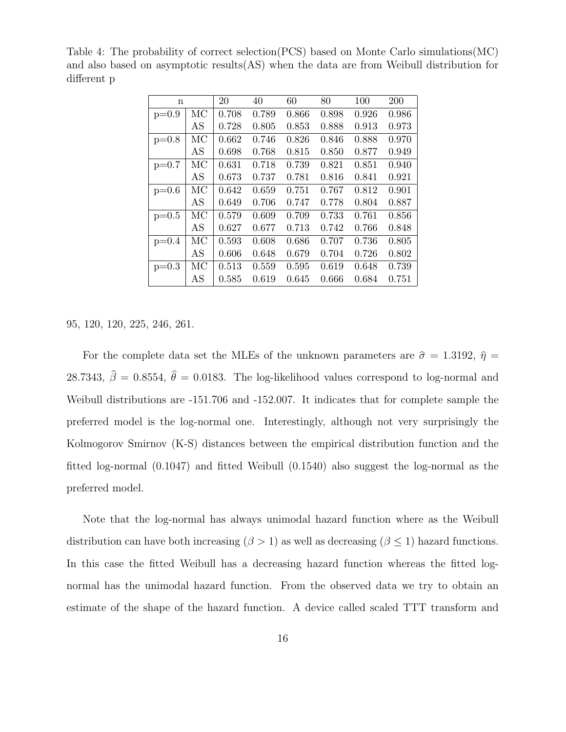Table 4: The probability of correct selection(PCS) based on Monte Carlo simulations(MC) and also based on asymptotic results(AS) when the data are from Weibull distribution for different p

| n | | 20 | 40 | 60 | 80 | 100 | 200 |
|---|---|---|---|---|---|---|---|
| p=0.9 | MC | 0.708 | 0.789 | 0.866 | 0.898 | 0.926 | 0.986 |
| | AS | 0.728 | 0.805 | 0.853 | 0.888 | 0.913 | 0.973 |
| p=0.8 | MC | 0.662 | 0.746 | 0.826 | 0.846 | 0.888 | 0.970 |
| | AS | 0.698 | 0.768 | 0.815 | 0.850 | 0.877 | 0.949 |
| p=0.7 | MC | 0.631 | 0.718 | 0.739 | 0.821 | 0.851 | 0.940 |
| | AS | 0.673 | 0.737 | 0.781 | 0.816 | 0.841 | 0.921 |
| p=0.6 | MC | 0.642 | 0.659 | 0.751 | 0.767 | 0.812 | 0.901 |
| | AS | 0.649 | 0.706 | 0.747 | 0.778 | 0.804 | 0.887 |
| p=0.5 | MC | 0.579 | 0.609 | 0.709 | 0.733 | 0.761 | 0.856 |
| | AS | 0.627 | 0.677 | 0.713 | 0.742 | 0.766 | 0.848 |
| p=0.4 | MC | 0.593 | 0.608 | 0.686 | 0.707 | 0.736 | 0.805 |
| | AS | 0.606 | 0.648 | 0.679 | 0.704 | 0.726 | 0.802 |
| p=0.3 | MC | 0.513 | 0.559 | 0.595 | 0.619 | 0.648 | 0.739 |
| | AS | 0.585 | 0.619 | 0.645 | 0.666 | 0.684 | 0.751 |

95, 120, 120, 225, 246, 261.

For the complete data set the MLEs of the unknown parameters are $\widehat{\sigma} = 1.3192$, $\widehat{\eta} = 28.7343$, $\widehat{\beta} = 0.8554$, $\widehat{\theta} = 0.0183$. The log-likelihood values correspond to log-normal and Weibull distributions are -151.706 and -152.007. It indicates that for complete sample the preferred model is the log-normal one. Interestingly, although not very surprisingly the Kolmogorov Smirnov (K-S) distances between the empirical distribution function and the fitted log-normal (0.1047) and fitted Weibull (0.1540) also suggest the log-normal as the preferred model.

Note that the log-normal has always unimodal hazard function where as the Weibull distribution can have both increasing ($\beta > 1$) as well as decreasing ($\beta \leq 1$) hazard functions. In this case the fitted Weibull has a decreasing hazard function whereas the fitted log-normal has the unimodal hazard function. From the observed data we try to obtain an estimate of the shape of the hazard function. A device called scaled TTT transform and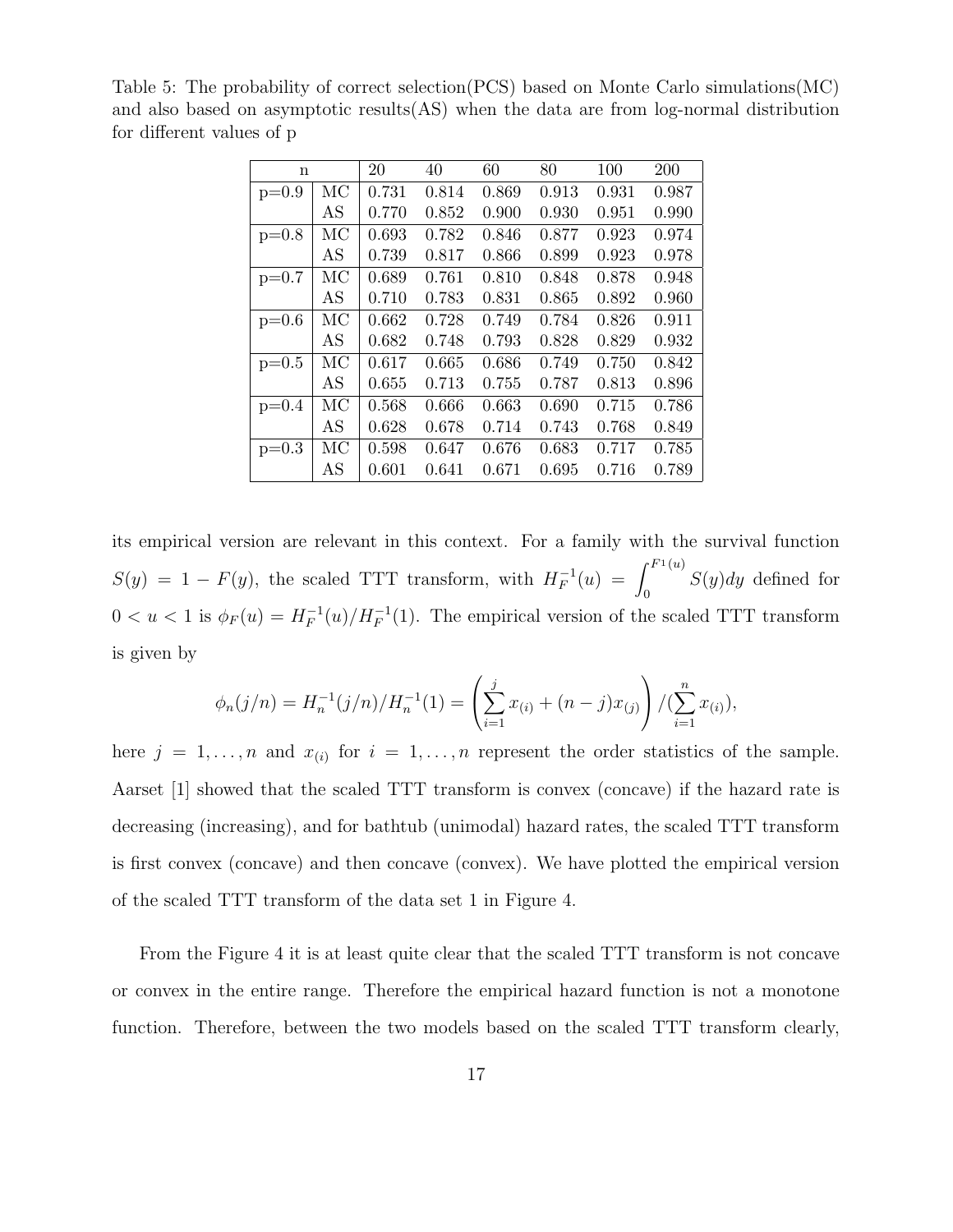Table 5: The probability of correct selection(PCS) based on Monte Carlo simulations(MC) and also based on asymptotic results(AS) when the data are from log-normal distribution for different values of p

| n | | 20 | 40 | 60 | 80 | 100 | 200 |
|---|---|---|---|---|---|---|---|
| p=0.9 | MC | 0.731 | 0.814 | 0.869 | 0.913 | 0.931 | 0.987 |
| | AS | 0.770 | 0.852 | 0.900 | 0.930 | 0.951 | 0.990 |
| p=0.8 | MC | 0.693 | 0.782 | 0.846 | 0.877 | 0.923 | 0.974 |
| | AS | 0.739 | 0.817 | 0.866 | 0.899 | 0.923 | 0.978 |
| p=0.7 | MC | 0.689 | 0.761 | 0.810 | 0.848 | 0.878 | 0.948 |
| | AS | 0.710 | 0.783 | 0.831 | 0.865 | 0.892 | 0.960 |
| p=0.6 | MC | 0.662 | 0.728 | 0.749 | 0.784 | 0.826 | 0.911 |
| | AS | 0.682 | 0.748 | 0.793 | 0.828 | 0.829 | 0.932 |
| p=0.5 | MC | 0.617 | 0.665 | 0.686 | 0.749 | 0.750 | 0.842 |
| | AS | 0.655 | 0.713 | 0.755 | 0.787 | 0.813 | 0.896 |
| p=0.4 | MC | 0.568 | 0.666 | 0.663 | 0.690 | 0.715 | 0.786 |
| | AS | 0.628 | 0.678 | 0.714 | 0.743 | 0.768 | 0.849 |
| p=0.3 | MC | 0.598 | 0.647 | 0.676 | 0.683 | 0.717 | 0.785 |
| | AS | 0.601 | 0.641 | 0.671 | 0.695 | 0.716 | 0.789 |

its empirical version are relevant in this context. For a family with the survival function $S(y) = 1 - F(y)$, the scaled TTT transform, with $H_F^{-1}(u) = \int_0^{F^1(u)} S(y)dy$ defined for $0 < u < 1$ is $\phi_F(u) = H_F^{-1}(u)/H_F^{-1}(1)$. The empirical version of the scaled TTT transform is given by

$$\phi_n(j/n) = H_n^{-1}(j/n)/H_n^{-1}(1) = \left(\sum_{i=1}^{j} x_{(i)} + (n-j)x_{(j)}\right)/(\sum_{i=1}^{n} x_{(i)}),$$

here $j = 1, \ldots, n$ and $x_{(i)}$ for $i = 1, \ldots, n$ represent the order statistics of the sample. Aarset [1] showed that the scaled TTT transform is convex (concave) if the hazard rate is decreasing (increasing), and for bathtub (unimodal) hazard rates, the scaled TTT transform is first convex (concave) and then concave (convex). We have plotted the empirical version of the scaled TTT transform of the data set 1 in Figure 4.

From the Figure 4 it is at least quite clear that the scaled TTT transform is not concave or convex in the entire range. Therefore the empirical hazard function is not a monotone function. Therefore, between the two models based on the scaled TTT transform clearly,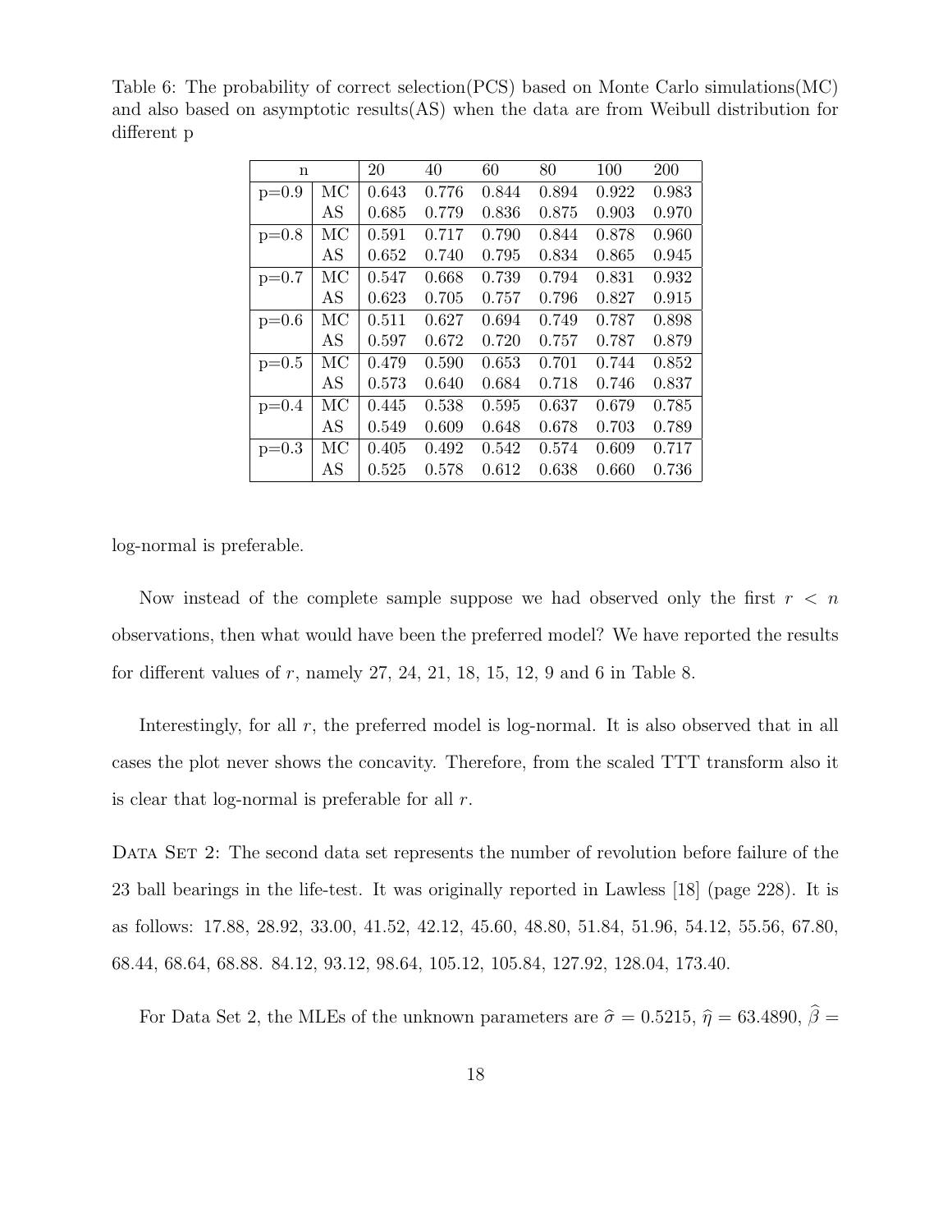Table 6: The probability of correct selection(PCS) based on Monte Carlo simulations(MC) and also based on asymptotic results(AS) when the data are from Weibull distribution for different p

| n | | 20 | 40 | 60 | 80 | 100 | 200 |
|---|---|---|---|---|---|---|---|
| p=0.9 | MC | 0.643 | 0.776 | 0.844 | 0.894 | 0.922 | 0.983 |
| | AS | 0.685 | 0.779 | 0.836 | 0.875 | 0.903 | 0.970 |
| p=0.8 | MC | 0.591 | 0.717 | 0.790 | 0.844 | 0.878 | 0.960 |
| | AS | 0.652 | 0.740 | 0.795 | 0.834 | 0.865 | 0.945 |
| p=0.7 | MC | 0.547 | 0.668 | 0.739 | 0.794 | 0.831 | 0.932 |
| | AS | 0.623 | 0.705 | 0.757 | 0.796 | 0.827 | 0.915 |
| p=0.6 | MC | 0.511 | 0.627 | 0.694 | 0.749 | 0.787 | 0.898 |
| | AS | 0.597 | 0.672 | 0.720 | 0.757 | 0.787 | 0.879 |
| p=0.5 | MC | 0.479 | 0.590 | 0.653 | 0.701 | 0.744 | 0.852 |
| | AS | 0.573 | 0.640 | 0.684 | 0.718 | 0.746 | 0.837 |
| p=0.4 | MC | 0.445 | 0.538 | 0.595 | 0.637 | 0.679 | 0.785 |
| | AS | 0.549 | 0.609 | 0.648 | 0.678 | 0.703 | 0.789 |
| p=0.3 | MC | 0.405 | 0.492 | 0.542 | 0.574 | 0.609 | 0.717 |
| | AS | 0.525 | 0.578 | 0.612 | 0.638 | 0.660 | 0.736 |

log-normal is preferable.

Now instead of the complete sample suppose we had observed only the first $r < n$ observations, then what would have been the preferred model? We have reported the results for different values of $r$, namely 27, 24, 21, 18, 15, 12, 9 and 6 in Table 8.

Interestingly, for all $r$, the preferred model is log-normal. It is also observed that in all cases the plot never shows the concavity. Therefore, from the scaled TTT transform also it is clear that log-normal is preferable for all $r$.

DATA SET 2: The second data set represents the number of revolution before failure of the 23 ball bearings in the life-test. It was originally reported in Lawless [18] (page 228). It is as follows: 17.88, 28.92, 33.00, 41.52, 42.12, 45.60, 48.80, 51.84, 51.96, 54.12, 55.56, 67.80, 68.44, 68.64, 68.88. 84.12, 93.12, 98.64, 105.12, 105.84, 127.92, 128.04, 173.40.

For Data Set 2, the MLEs of the unknown parameters are $\widehat{\sigma} = 0.5215$, $\widehat{\eta} = 63.4890$, $\widehat{\beta} =$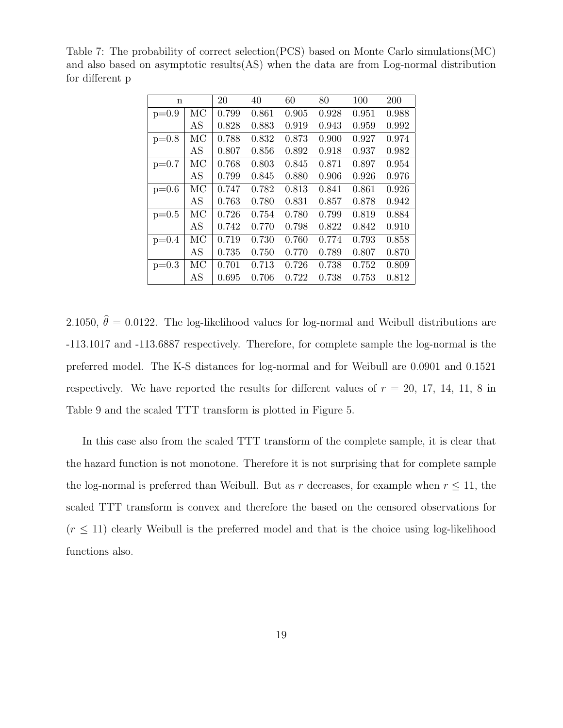Table 7: The probability of correct selection(PCS) based on Monte Carlo simulations(MC) and also based on asymptotic results(AS) when the data are from Log-normal distribution for different p

| n | | 20 | 40 | 60 | 80 | 100 | 200 |
|---|---|---|---|---|---|---|---|
| p=0.9 | MC | 0.799 | 0.861 | 0.905 | 0.928 | 0.951 | 0.988 |
| | AS | 0.828 | 0.883 | 0.919 | 0.943 | 0.959 | 0.992 |
| p=0.8 | MC | 0.788 | 0.832 | 0.873 | 0.900 | 0.927 | 0.974 |
| | AS | 0.807 | 0.856 | 0.892 | 0.918 | 0.937 | 0.982 |
| p=0.7 | MC | 0.768 | 0.803 | 0.845 | 0.871 | 0.897 | 0.954 |
| | AS | 0.799 | 0.845 | 0.880 | 0.906 | 0.926 | 0.976 |
| p=0.6 | MC | 0.747 | 0.782 | 0.813 | 0.841 | 0.861 | 0.926 |
| | AS | 0.763 | 0.780 | 0.831 | 0.857 | 0.878 | 0.942 |
| p=0.5 | MC | 0.726 | 0.754 | 0.780 | 0.799 | 0.819 | 0.884 |
| | AS | 0.742 | 0.770 | 0.798 | 0.822 | 0.842 | 0.910 |
| p=0.4 | MC | 0.719 | 0.730 | 0.760 | 0.774 | 0.793 | 0.858 |
| | AS | 0.735 | 0.750 | 0.770 | 0.789 | 0.807 | 0.870 |
| p=0.3 | MC | 0.701 | 0.713 | 0.726 | 0.738 | 0.752 | 0.809 |
| | AS | 0.695 | 0.706 | 0.722 | 0.738 | 0.753 | 0.812 |

2.1050, $\widehat{\theta} = 0.0122$. The log-likelihood values for log-normal and Weibull distributions are -113.1017 and -113.6887 respectively. Therefore, for complete sample the log-normal is the preferred model. The K-S distances for log-normal and for Weibull are 0.0901 and 0.1521 respectively. We have reported the results for different values of $r$ = 20, 17, 14, 11, 8 in Table 9 and the scaled TTT transform is plotted in Figure 5.

In this case also from the scaled TTT transform of the complete sample, it is clear that the hazard function is not monotone. Therefore it is not surprising that for complete sample the log-normal is preferred than Weibull. But as $r$ decreases, for example when $r \leq 11$, the scaled TTT transform is convex and therefore the based on the censored observations for ($r \leq 11$) clearly Weibull is the preferred model and that is the choice using log-likelihood functions also.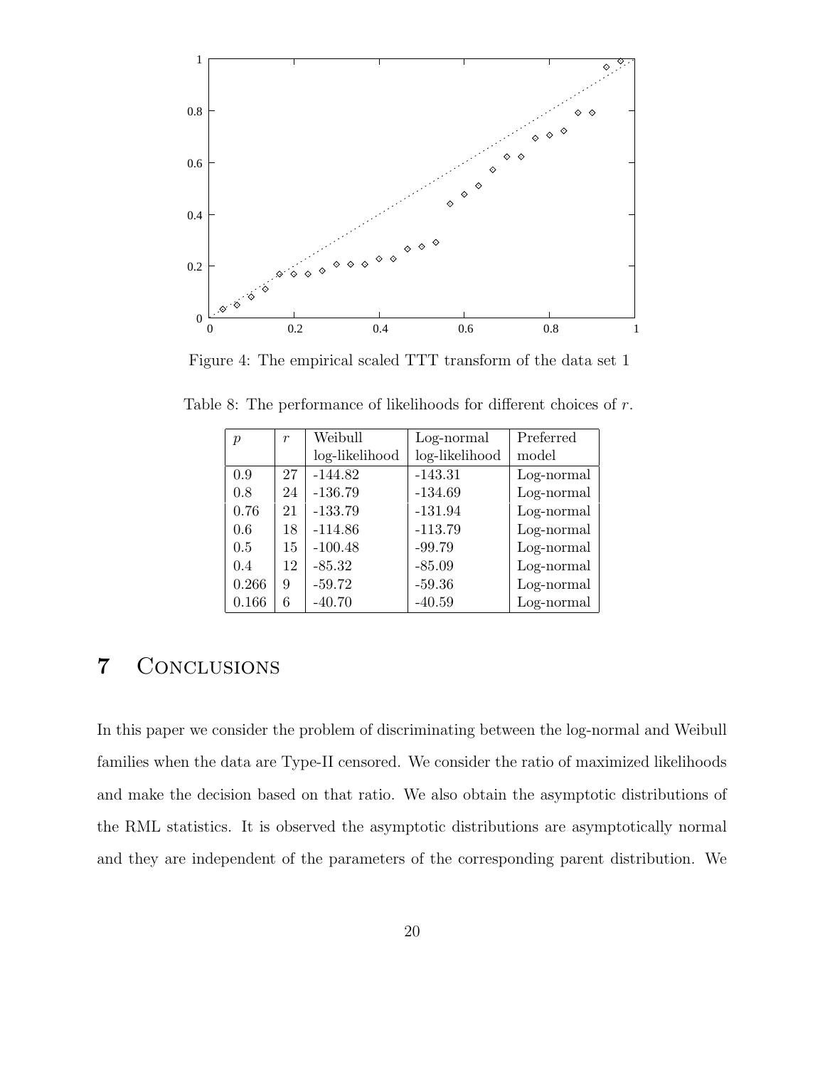Figure 4: The empirical scaled TTT transform of the data set 1

Table 8: The performance of likelihoods for different choices of $r$.

| $p$ | $r$ | Weibull log-likelihood | Log-normal log-likelihood | Preferred model |
|---|---|---|---|---|
| 0.9 | 27 | -144.82 | -143.31 | Log-normal |
| 0.8 | 24 | -136.79 | -134.69 | Log-normal |
| 0.76 | 21 | -133.79 | -131.94 | Log-normal |
| 0.6 | 18 | -114.86 | -113.79 | Log-normal |
| 0.5 | 15 | -100.48 | -99.79 | Log-normal |
| 0.4 | 12 | -85.32 | -85.09 | Log-normal |
| 0.266 | 9 | -59.72 | -59.36 | Log-normal |
| 0.166 | 6 | -40.70 | -40.59 | Log-normal |

# 7 Conclusions

In this paper we consider the problem of discriminating between the log-normal and Weibull families when the data are Type-II censored. We consider the ratio of maximized likelihoods and make the decision based on that ratio. We also obtain the asymptotic distributions of the RML statistics. It is observed the asymptotic distributions are asymptotically normal and they are independent of the parameters of the corresponding parent distribution. We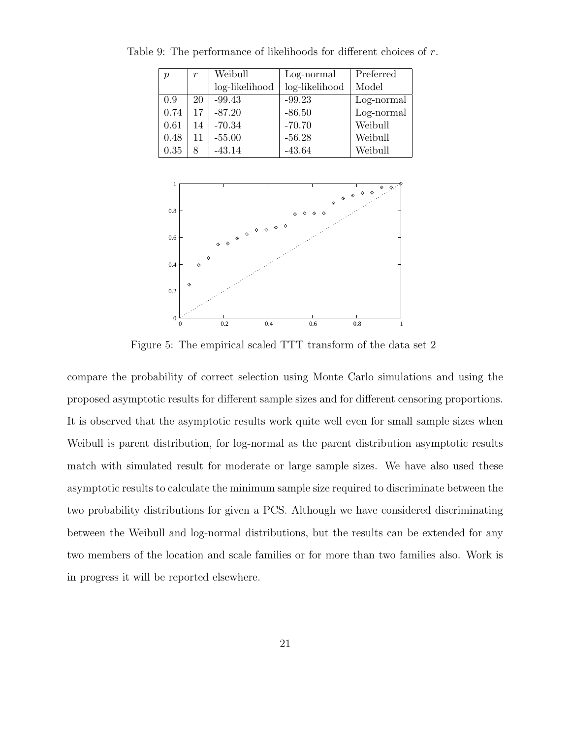Table 9: The performance of likelihoods for different choices of $r$.

| $p$ | $r$ | Weibull log-likelihood | Log-normal log-likelihood | Preferred Model |
|---|---|---|---|---|
| 0.9 | 20 | -99.43 | -99.23 | Log-normal |
| 0.74 | 17 | -87.20 | -86.50 | Log-normal |
| 0.61 | 14 | -70.34 | -70.70 | Weibull |
| 0.48 | 11 | -55.00 | -56.28 | Weibull |
| 0.35 | 8 | -43.14 | -43.64 | Weibull |

Figure 5: The empirical scaled TTT transform of the data set 2

compare the probability of correct selection using Monte Carlo simulations and using the proposed asymptotic results for different sample sizes and for different censoring proportions. It is observed that the asymptotic results work quite well even for small sample sizes when Weibull is parent distribution, for log-normal as the parent distribution asymptotic results match with simulated result for moderate or large sample sizes. We have also used these asymptotic results to calculate the minimum sample size required to discriminate between the two probability distributions for given a PCS. Although we have considered discriminating between the Weibull and log-normal distributions, but the results can be extended for any two members of the location and scale families or for more than two families also. Work is in progress it will be reported elsewhere.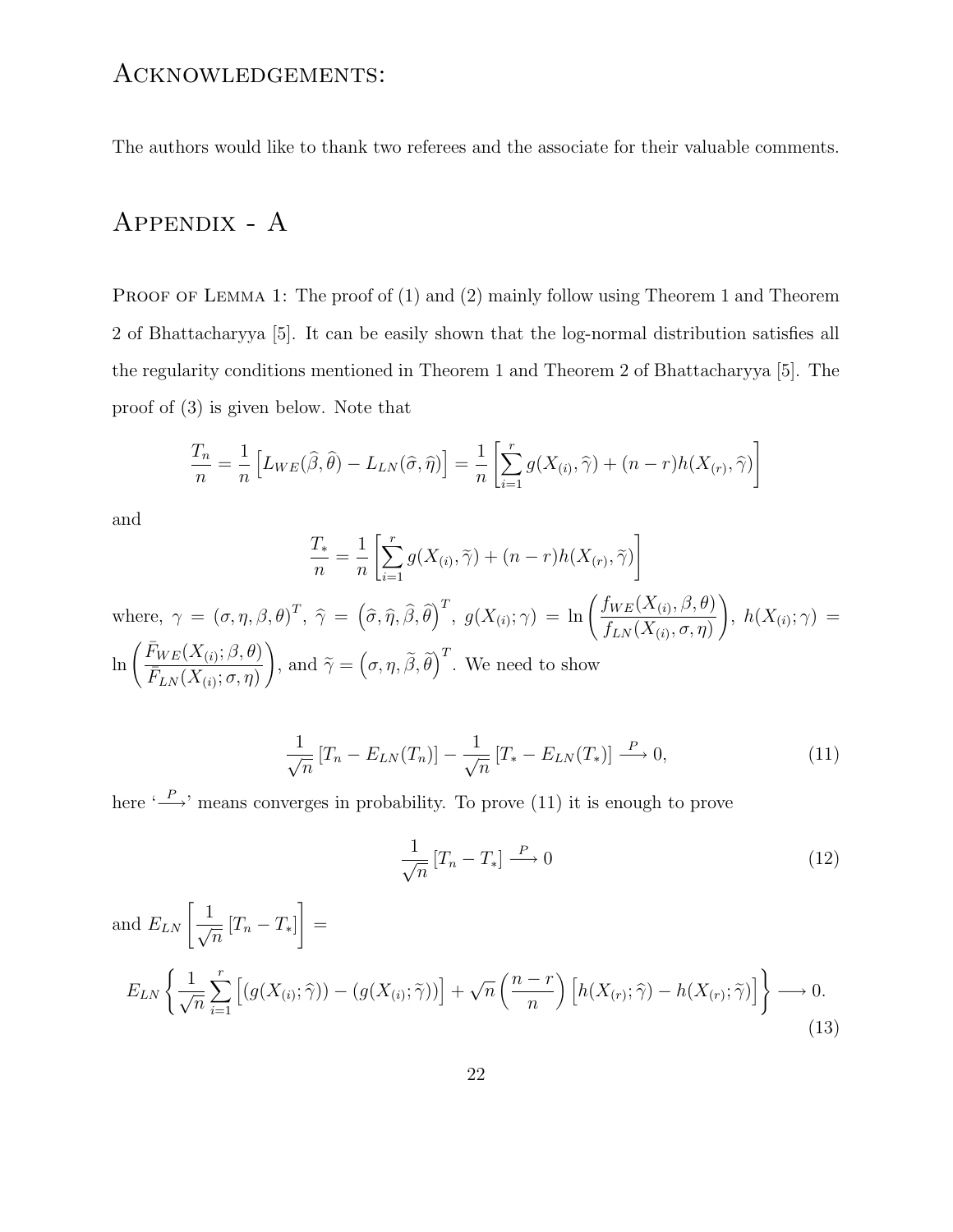## Acknowledgements:

The authors would like to thank two referees and the associate for their valuable comments.

## Appendix - A

Proof of Lemma 1: The proof of (1) and (2) mainly follow using Theorem 1 and Theorem 2 of Bhattacharyya [5]. It can be easily shown that the log-normal distribution satisfies all the regularity conditions mentioned in Theorem 1 and Theorem 2 of Bhattacharyya [5]. The proof of (3) is given below. Note that

$$\frac{T_n}{n} = \frac{1}{n}\left[L_{WE}(\widehat{\beta},\widehat{\theta}) - L_{LN}(\widehat{\sigma},\widehat{\eta})\right] = \frac{1}{n}\left[\sum_{i=1}^{r} g(X_{(i)},\widehat{\gamma}) + (n-r)h(X_{(r)},\widehat{\gamma})\right]$$

and

$$\frac{T_*}{n} = \frac{1}{n}\left[\sum_{i=1}^{r} g(X_{(i)},\widetilde{\gamma}) + (n-r)h(X_{(r)},\widetilde{\gamma})\right]$$

where, $\gamma = (\sigma,\eta,\beta,\theta)^T$, $\widehat{\gamma} = \left(\widehat{\sigma},\widehat{\eta},\widehat{\beta},\widehat{\theta}\right)^T$, $g(X_{(i)};\gamma) = \ln\left(\dfrac{f_{WE}(X_{(i)},\beta,\theta)}{f_{LN}(X_{(i)},\sigma,\eta)}\right)$, $h(X_{(i)};\gamma) = \ln\left(\dfrac{\bar{F}_{WE}(X_{(i)};\beta,\theta)}{\bar{F}_{LN}(X_{(i)};\sigma,\eta)}\right)$, and $\widetilde{\gamma} = \left(\sigma,\eta,\widetilde{\beta},\widetilde{\theta}\right)^T$. We need to show

$$\frac{1}{\sqrt{n}}\left[T_n - E_{LN}(T_n)\right] - \frac{1}{\sqrt{n}}\left[T_* - E_{LN}(T_*)\right] \xrightarrow{P} 0, \tag{11}$$

here '$\xrightarrow{P}$' means converges in probability. To prove (11) it is enough to prove

$$\frac{1}{\sqrt{n}}\left[T_n - T_*\right] \xrightarrow{P} 0 \tag{12}$$

and $E_{LN}\left[\dfrac{1}{\sqrt{n}}\left[T_n - T_*\right]\right] =$

$$E_{LN}\left\{\frac{1}{\sqrt{n}}\sum_{i=1}^{r}\left[(g(X_{(i)};\widehat{\gamma})) - (g(X_{(i)};\widetilde{\gamma}))\right] + \sqrt{n}\left(\frac{n-r}{n}\right)\left[h(X_{(r)};\widehat{\gamma}) - h(X_{(r)};\widetilde{\gamma})\right]\right\} \longrightarrow 0. \tag{13}$$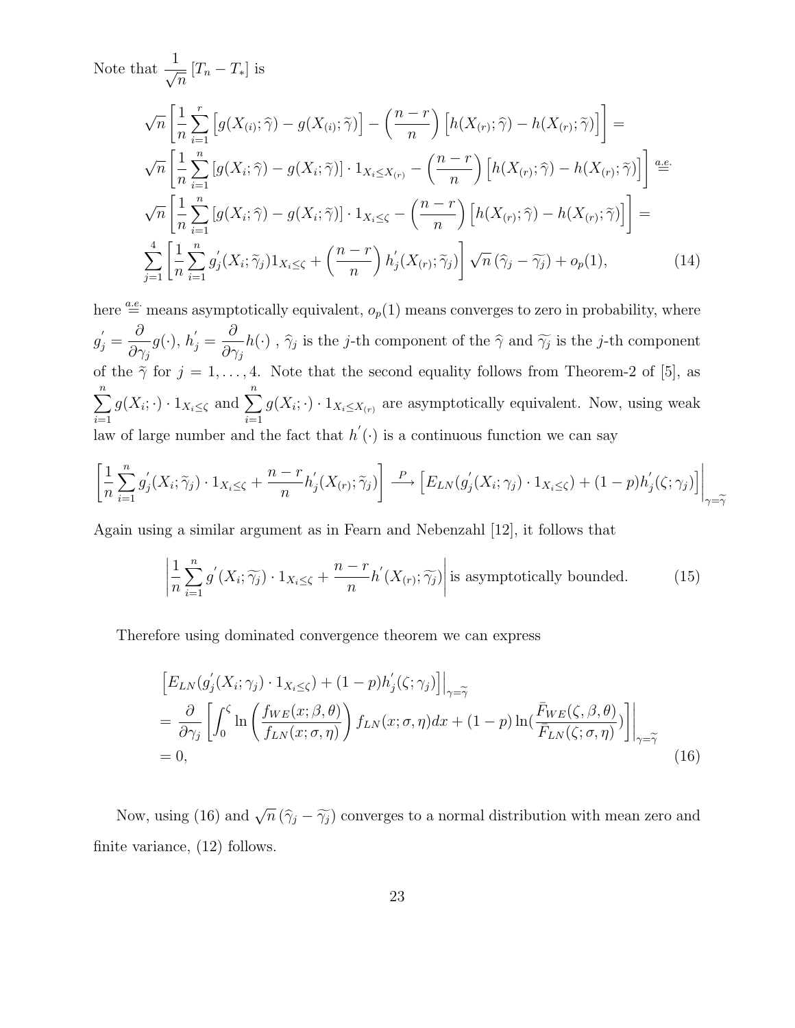Note that $\dfrac{1}{\sqrt{n}}\left[T_n - T_*\right]$ is

$$
\begin{aligned}
&\sqrt{n}\left[\frac{1}{n}\sum_{i=1}^{r}\left[g(X_{(i)};\widehat{\gamma}) - g(X_{(i)};\widetilde{\gamma})\right] - \left(\frac{n-r}{n}\right)\left[h(X_{(r)};\widehat{\gamma}) - h(X_{(r)};\widetilde{\gamma})\right]\right] = \\
&\sqrt{n}\left[\frac{1}{n}\sum_{i=1}^{n}\left[g(X_{i};\widehat{\gamma}) - g(X_{i};\widetilde{\gamma})\right]\cdot 1_{X_i \le X_{(r)}} - \left(\frac{n-r}{n}\right)\left[h(X_{(r)};\widehat{\gamma}) - h(X_{(r)};\widetilde{\gamma})\right]\right] \overset{a.e.}{=} \\
&\sqrt{n}\left[\frac{1}{n}\sum_{i=1}^{n}\left[g(X_{i};\widehat{\gamma}) - g(X_{i};\widetilde{\gamma})\right]\cdot 1_{X_i \le \zeta} - \left(\frac{n-r}{n}\right)\left[h(X_{(r)};\widehat{\gamma}) - h(X_{(r)};\widetilde{\gamma})\right]\right] = \\
&\sum_{j=1}^{4}\left[\frac{1}{n}\sum_{i=1}^{n} g_j^{'}(X_i;\widetilde{\gamma}_j)1_{X_i \le \zeta} + \left(\frac{n-r}{n}\right)h_j^{'}(X_{(r)};\widetilde{\gamma}_j)\right]\sqrt{n}\left(\widehat{\gamma}_j - \widetilde{\gamma}_j\right) + o_p(1),
\end{aligned}
\tag{14}
$$

here $\overset{a.e.}{=}$ means asymptotically equivalent, $o_p(1)$ means converges to zero in probability, where $g_j^{'} = \dfrac{\partial}{\partial \gamma_j} g(\cdot)$, $h_j^{'} = \dfrac{\partial}{\partial \gamma_j} h(\cdot)$ , $\widehat{\gamma}_j$ is the $j$-th component of the $\widehat{\gamma}$ and $\widetilde{\gamma}_j$ is the $j$-th component of the $\widetilde{\gamma}$ for $j = 1, \ldots, 4$. Note that the second equality follows from Theorem-2 of [5], as $\sum_{i=1}^{n} g(X_i;\cdot)\cdot 1_{X_i \le \zeta}$ and $\sum_{i=1}^{n} g(X_i;\cdot)\cdot 1_{X_i \le X_{(r)}}$ are asymptotically equivalent. Now, using weak law of large number and the fact that $h^{'}(\cdot)$ is a continuous function we can say

$$
\left[\frac{1}{n}\sum_{i=1}^{n} g_j^{'}(X_i;\widetilde{\gamma}_j)\cdot 1_{X_i \le \zeta} + \frac{n-r}{n}h_j^{'}(X_{(r)};\widetilde{\gamma}_j)\right] \xrightarrow{P} \left[E_{LN}(g_j^{'}(X_i;\gamma_j)\cdot 1_{X_i \le \zeta}) + (1-p)h_j^{'}(\zeta;\gamma_j)\right]\Big|_{\gamma=\widetilde{\gamma}}
$$

Again using a similar argument as in Fearn and Nebenzahl [12], it follows that

$$
\left|\frac{1}{n}\sum_{i=1}^{n} g^{'}(X_i;\widetilde{\gamma_j})\cdot 1_{X_i \le \zeta} + \frac{n-r}{n}h^{'}(X_{(r)};\widetilde{\gamma_j})\right| \text{ is asymptotically bounded.} \tag{15}
$$

Therefore using dominated convergence theorem we can express

$$
\begin{aligned}
&\left[E_{LN}(g_j^{'}(X_i;\gamma_j)\cdot 1_{X_i \le \zeta}) + (1-p)h_j^{'}(\zeta;\gamma_j)\right]\Big|_{\gamma=\widetilde{\gamma}} \\
&= \frac{\partial}{\partial \gamma_j}\left[\int_0^{\zeta} \ln\left(\frac{f_{WE}(x;\beta,\theta)}{f_{LN}(x;\sigma,\eta)}\right) f_{LN}(x;\sigma,\eta)dx + (1-p)\ln\left(\frac{\bar{F}_{WE}(\zeta,\beta,\theta)}{\bar{F}_{LN}(\zeta;\sigma,\eta)}\right)\right]\Bigg|_{\gamma=\widetilde{\gamma}} \\
&= 0,
\end{aligned}
\tag{16}
$$

Now, using (16) and $\sqrt{n}\left(\widehat{\gamma}_j - \widetilde{\gamma_j}\right)$ converges to a normal distribution with mean zero and finite variance, (12) follows.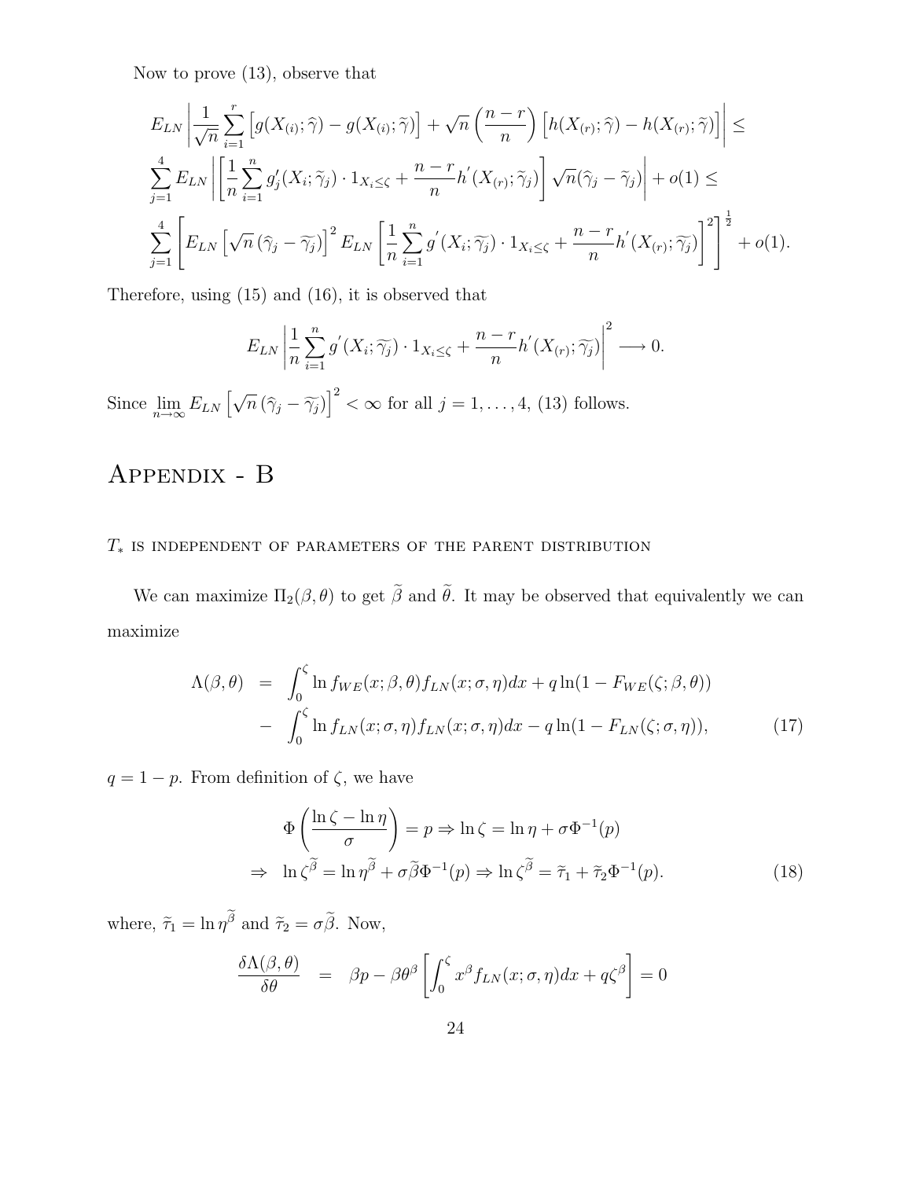Now to prove (13), observe that

$$
\begin{aligned}
& E_{LN}\left|\frac{1}{\sqrt{n}}\sum_{i=1}^{r}\left[g(X_{(i)};\widehat{\gamma})-g(X_{(i)};\widetilde{\gamma})\right]+\sqrt{n}\left(\frac{n-r}{n}\right)\left[h(X_{(r)};\widehat{\gamma})-h(X_{(r)};\widetilde{\gamma})\right]\right| \leq \\
& \sum_{j=1}^{4} E_{LN}\left|\left[\frac{1}{n}\sum_{i=1}^{n} g_j'(X_i;\widetilde{\gamma}_j)\cdot 1_{X_i\leq\zeta}+\frac{n-r}{n}h^{'}(X_{(r)};\widetilde{\gamma}_j)\right]\sqrt{n}(\widehat{\gamma}_j-\widetilde{\gamma}_j)\right| + o(1) \leq \\
& \sum_{j=1}^{4}\left[E_{LN}\left[\sqrt{n}\left(\widehat{\gamma}_j-\widetilde{\gamma_j}\right)\right]^2 E_{LN}\left[\frac{1}{n}\sum_{i=1}^{n} g^{'}(X_i;\widetilde{\gamma_j})\cdot 1_{X_i\leq\zeta}+\frac{n-r}{n}h^{'}(X_{(r)};\widetilde{\gamma_j})\right]^2\right]^{\frac{1}{2}} + o(1).
\end{aligned}
$$

Therefore, using (15) and (16), it is observed that

$$
E_{LN}\left|\frac{1}{n}\sum_{i=1}^{n} g^{'}(X_i;\widetilde{\gamma_j})\cdot 1_{X_i\leq\zeta}+\frac{n-r}{n}h^{'}(X_{(r)};\widetilde{\gamma_j})\right|^2 \longrightarrow 0.
$$

Since $\lim_{n\to\infty} E_{LN}\left[\sqrt{n}\left(\widehat{\gamma}_j-\widetilde{\gamma_j}\right)\right]^2<\infty$ for all $j=1,\ldots,4$, (13) follows.

# Appendix - B

### $T_*$ is independent of parameters of the parent distribution

We can maximize $\Pi_2(\beta,\theta)$ to get $\widetilde{\beta}$ and $\widetilde{\theta}$. It may be observed that equivalently we can maximize

$$
\begin{aligned}
\Lambda(\beta,\theta) &= \int_0^{\zeta}\ln f_{WE}(x;\beta,\theta)f_{LN}(x;\sigma,\eta)dx+q\ln(1-F_{WE}(\zeta;\beta,\theta)) \\
&- \int_0^{\zeta}\ln f_{LN}(x;\sigma,\eta)f_{LN}(x;\sigma,\eta)dx-q\ln(1-F_{LN}(\zeta;\sigma,\eta)), \qquad (17)
\end{aligned}
$$

$q=1-p$. From definition of $\zeta$, we have

$$
\begin{aligned}
& \Phi\left(\frac{\ln\zeta-\ln\eta}{\sigma}\right)=p \Rightarrow \ln\zeta=\ln\eta+\sigma\Phi^{-1}(p) \\
\Rightarrow\ & \ln\zeta^{\widetilde{\beta}}=\ln\eta^{\widetilde{\beta}}+\sigma\widetilde{\beta}\Phi^{-1}(p)\Rightarrow \ln\zeta^{\widetilde{\beta}}=\tilde{\tau}_1+\tilde{\tau}_2\Phi^{-1}(p). \qquad (18)
\end{aligned}
$$

where, $\tilde{\tau}_1=\ln\eta^{\widetilde{\beta}}$ and $\tilde{\tau}_2=\sigma\widetilde{\beta}$. Now,

$$
\frac{\delta\Lambda(\beta,\theta)}{\delta\theta} = \beta p-\beta\theta^{\beta}\left[\int_0^{\zeta}x^{\beta}f_{LN}(x;\sigma,\eta)dx+q\zeta^{\beta}\right]=0
$$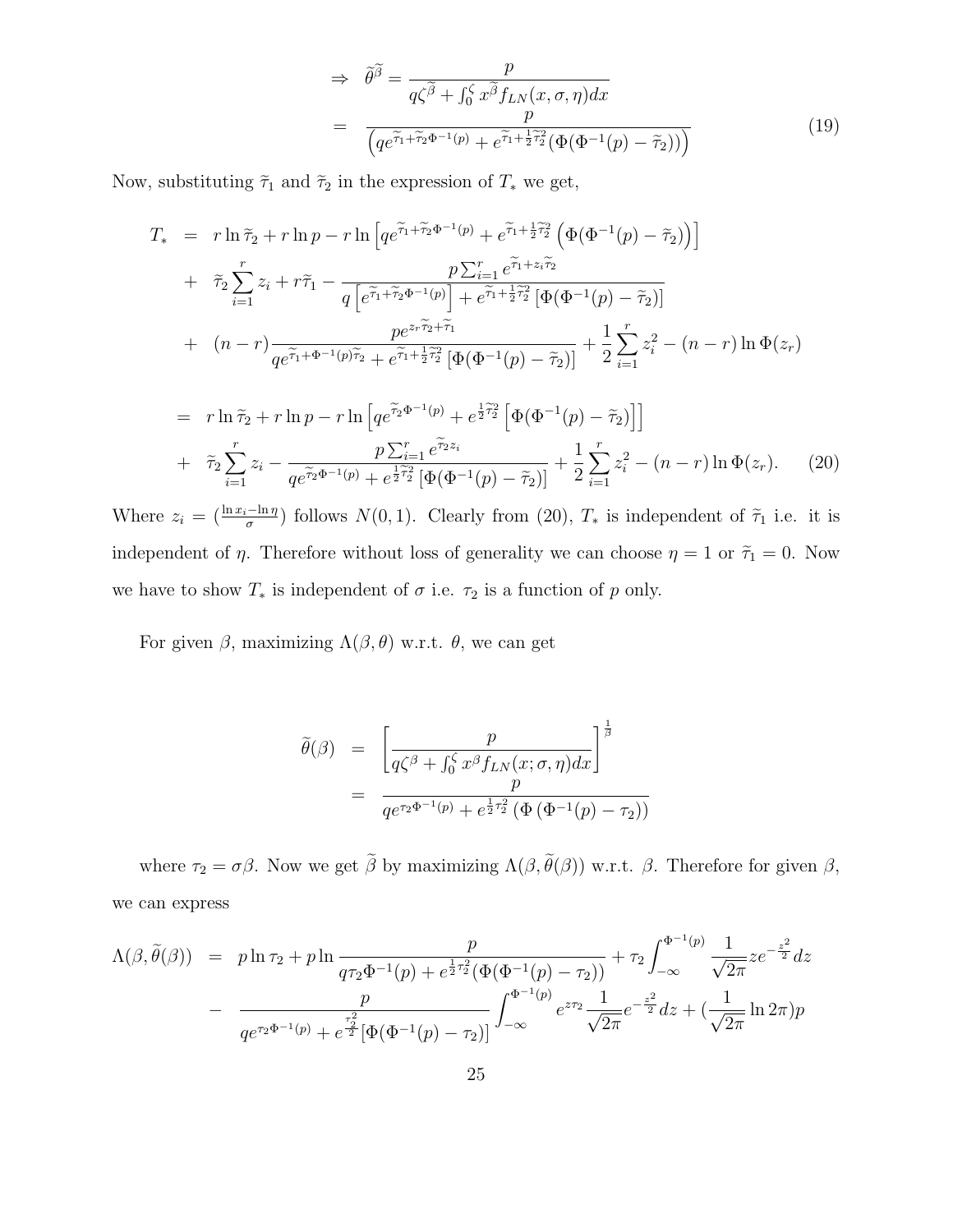$$
\begin{aligned}
\Rightarrow \quad \widetilde{\theta}^{\widetilde{\beta}} &= \frac{p}{q\zeta^{\widetilde{\beta}} + \int_0^{\zeta} x^{\widetilde{\beta}} f_{LN}(x, \sigma, \eta)dx} \\
&= \frac{p}{\left(qe^{\widetilde{\tau}_1 + \widetilde{\tau}_2\Phi^{-1}(p)} + e^{\widetilde{\tau}_1 + \frac{1}{2}\widetilde{\tau}_2^2}(\Phi(\Phi^{-1}(p) - \widetilde{\tau}_2))\right)}
\end{aligned} \tag{19}
$$

Now, substituting $\widetilde{\tau}_1$ and $\widetilde{\tau}_2$ in the expression of $T_*$ we get,

$$
\begin{aligned}
T_* &= r\ln\widetilde{\tau}_2 + r\ln p - r\ln\left[qe^{\widetilde{\tau}_1 + \widetilde{\tau}_2\Phi^{-1}(p)} + e^{\widetilde{\tau}_1 + \frac{1}{2}\widetilde{\tau}_2^2}\left(\Phi(\Phi^{-1}(p) - \widetilde{\tau}_2)\right)\right] \\
&+ \widetilde{\tau}_2\sum_{i=1}^{r} z_i + r\widetilde{\tau}_1 - \frac{p\sum_{i=1}^{r} e^{\widetilde{\tau}_1 + z_i\widetilde{\tau}_2}}{q\left[e^{\widetilde{\tau}_1 + \widetilde{\tau}_2\Phi^{-1}(p)}\right] + e^{\widetilde{\tau}_1 + \frac{1}{2}\widetilde{\tau}_2^2}\left[\Phi(\Phi^{-1}(p) - \widetilde{\tau}_2)\right]} \\
&+ (n-r)\frac{pe^{z_r\widetilde{\tau}_2 + \widetilde{\tau}_1}}{qe^{\widetilde{\tau}_1 + \Phi^{-1}(p)\widetilde{\tau}_2} + e^{\widetilde{\tau}_1 + \frac{1}{2}\widetilde{\tau}_2^2}\left[\Phi(\Phi^{-1}(p) - \widetilde{\tau}_2)\right]} + \frac{1}{2}\sum_{i=1}^{r} z_i^2 - (n-r)\ln\Phi(z_r)
\end{aligned}
$$

$$
\begin{aligned}
&= r\ln\widetilde{\tau}_2 + r\ln p - r\ln\left[qe^{\widetilde{\tau}_2\Phi^{-1}(p)} + e^{\frac{1}{2}\widetilde{\tau}_2^2}\left[\Phi(\Phi^{-1}(p) - \widetilde{\tau}_2)\right]\right] \\
&+ \widetilde{\tau}_2\sum_{i=1}^{r} z_i - \frac{p\sum_{i=1}^{r} e^{\widetilde{\tau}_2 z_i}}{qe^{\widetilde{\tau}_2\Phi^{-1}(p)} + e^{\frac{1}{2}\widetilde{\tau}_2^2}\left[\Phi(\Phi^{-1}(p) - \widetilde{\tau}_2)\right]} + \frac{1}{2}\sum_{i=1}^{r} z_i^2 - (n-r)\ln\Phi(z_r).
\end{aligned} \tag{20}
$$

Where $z_i = (\frac{\ln x_i - \ln\eta}{\sigma})$ follows $N(0,1)$. Clearly from (20), $T_*$ is independent of $\widetilde{\tau}_1$ i.e. it is independent of $\eta$. Therefore without loss of generality we can choose $\eta = 1$ or $\widetilde{\tau}_1 = 0$. Now we have to show $T_*$ is independent of $\sigma$ i.e. $\tau_2$ is a function of $p$ only.

For given $\beta$, maximizing $\Lambda(\beta, \theta)$ w.r.t. $\theta$, we can get

$$
\begin{aligned}
\widetilde{\theta}(\beta) &= \left[\frac{p}{q\zeta^{\beta} + \int_0^{\zeta} x^{\beta} f_{LN}(x; \sigma, \eta)dx}\right]^{\frac{1}{\beta}} \\
&= \frac{p}{qe^{\tau_2\Phi^{-1}(p)} + e^{\frac{1}{2}\tau_2^2}\left(\Phi\left(\Phi^{-1}(p) - \tau_2\right)\right)}
\end{aligned}
$$

where $\tau_2 = \sigma\beta$. Now we get $\widetilde{\beta}$ by maximizing $\Lambda(\beta, \widetilde{\theta}(\beta))$ w.r.t. $\beta$. Therefore for given $\beta$, we can express

$$
\begin{aligned}
\Lambda(\beta, \widetilde{\theta}(\beta)) &= p\ln\tau_2 + p\ln\frac{p}{q\tau_2\Phi^{-1}(p) + e^{\frac{1}{2}\tau_2^2}(\Phi(\Phi^{-1}(p) - \tau_2))} + \tau_2\int_{-\infty}^{\Phi^{-1}(p)} \frac{1}{\sqrt{2\pi}} z e^{-\frac{z^2}{2}} dz \\
&- \frac{p}{qe^{\tau_2\Phi^{-1}(p)} + e^{\frac{\tau_2^2}{2}}[\Phi(\Phi^{-1}(p) - \tau_2)]}\int_{-\infty}^{\Phi^{-1}(p)} e^{z\tau_2}\frac{1}{\sqrt{2\pi}}e^{-\frac{z^2}{2}}dz + (\frac{1}{\sqrt{2\pi}}\ln 2\pi)p
\end{aligned}
$$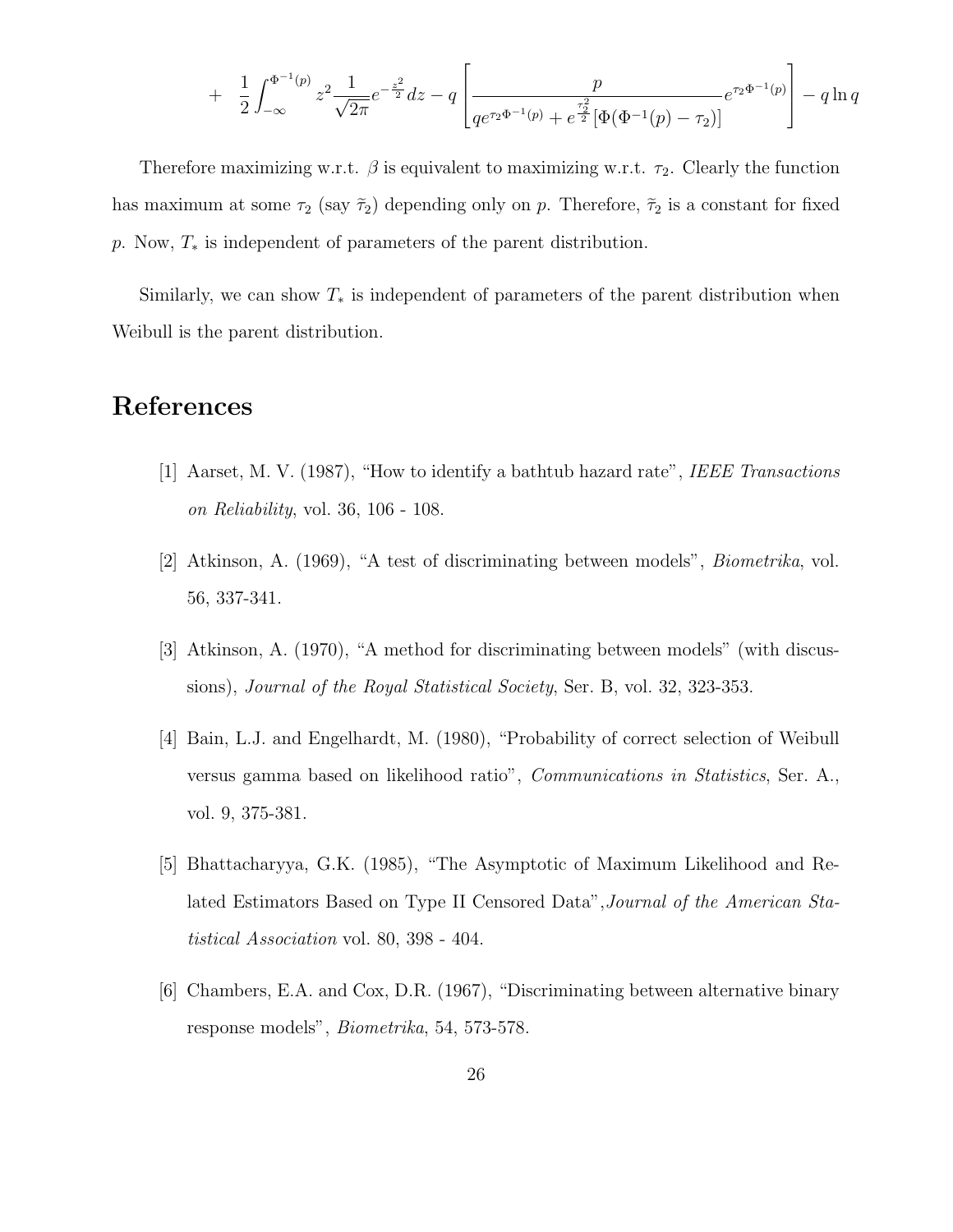$$+ \quad \frac{1}{2}\int_{-\infty}^{\Phi^{-1}(p)} z^2 \frac{1}{\sqrt{2\pi}} e^{-\frac{z^2}{2}} dz - q\left[\frac{p}{qe^{\tau_2\Phi^{-1}(p)} + e^{\frac{\tau_2^2}{2}}[\Phi(\Phi^{-1}(p) - \tau_2)]} e^{\tau_2\Phi^{-1}(p)}\right] - q\ln q$$

Therefore maximizing w.r.t. $\beta$ is equivalent to maximizing w.r.t. $\tau_2$. Clearly the function has maximum at some $\tau_2$ (say $\widetilde{\tau}_2$) depending only on $p$. Therefore, $\widetilde{\tau}_2$ is a constant for fixed $p$. Now, $T_*$ is independent of parameters of the parent distribution.

Similarly, we can show $T_*$ is independent of parameters of the parent distribution when Weibull is the parent distribution.

# References

[1] Aarset, M. V. (1987), "How to identify a bathtub hazard rate", *IEEE Transactions on Reliability*, vol. 36, 106 - 108.

[2] Atkinson, A. (1969), "A test of discriminating between models", *Biometrika*, vol. 56, 337-341.

[3] Atkinson, A. (1970), "A method for discriminating between models" (with discussions), *Journal of the Royal Statistical Society*, Ser. B, vol. 32, 323-353.

[4] Bain, L.J. and Engelhardt, M. (1980), "Probability of correct selection of Weibull versus gamma based on likelihood ratio", *Communications in Statistics*, Ser. A., vol. 9, 375-381.

[5] Bhattacharyya, G.K. (1985), "The Asymptotic of Maximum Likelihood and Related Estimators Based on Type II Censored Data",*Journal of the American Statistical Association* vol. 80, 398 - 404.

[6] Chambers, E.A. and Cox, D.R. (1967), "Discriminating between alternative binary response models", *Biometrika*, 54, 573-578.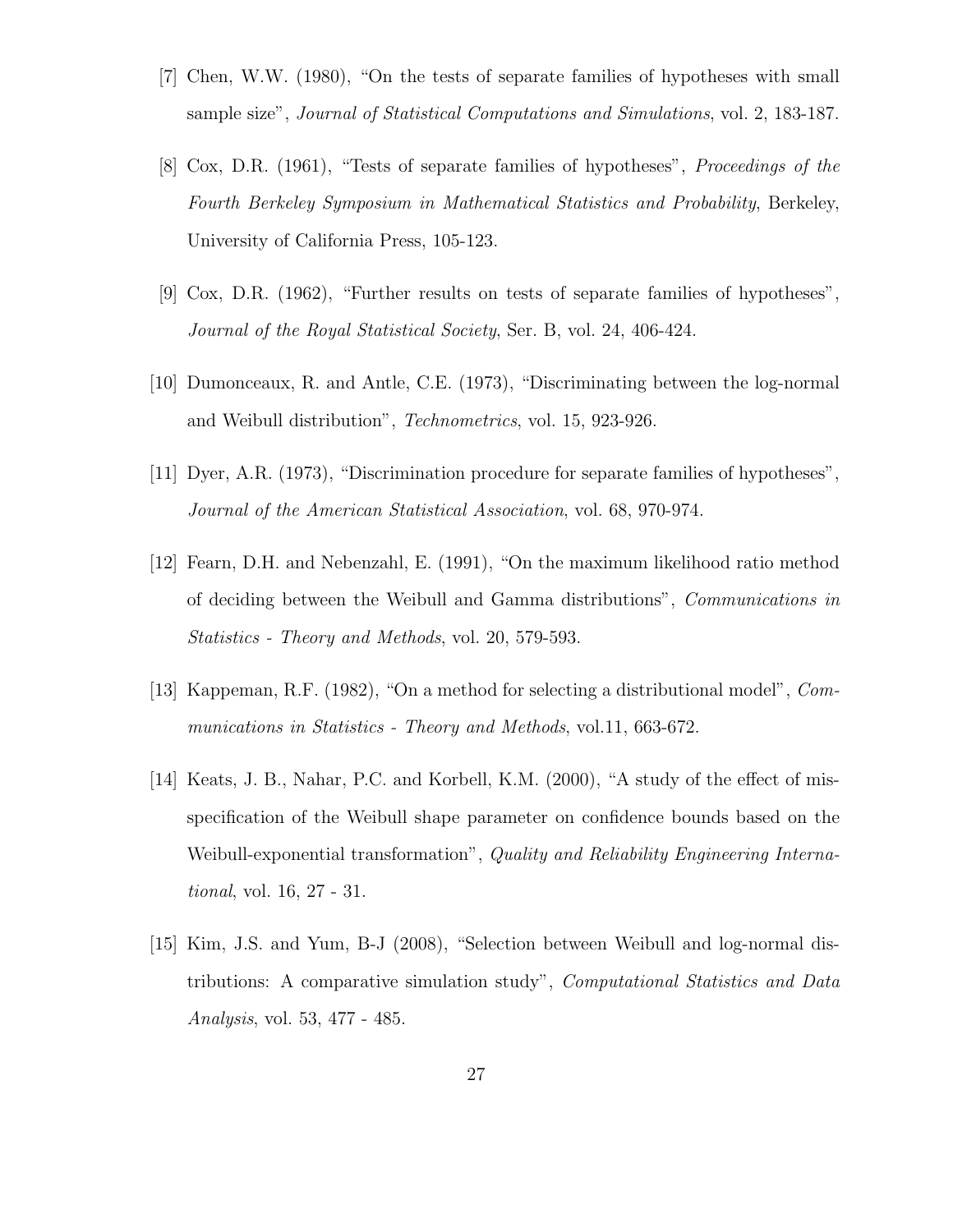[7] Chen, W.W. (1980), "On the tests of separate families of hypotheses with small sample size", *Journal of Statistical Computations and Simulations*, vol. 2, 183-187.

[8] Cox, D.R. (1961), "Tests of separate families of hypotheses", *Proceedings of the Fourth Berkeley Symposium in Mathematical Statistics and Probability*, Berkeley, University of California Press, 105-123.

[9] Cox, D.R. (1962), "Further results on tests of separate families of hypotheses", *Journal of the Royal Statistical Society*, Ser. B, vol. 24, 406-424.

[10] Dumonceaux, R. and Antle, C.E. (1973), "Discriminating between the log-normal and Weibull distribution", *Technometrics*, vol. 15, 923-926.

[11] Dyer, A.R. (1973), "Discrimination procedure for separate families of hypotheses", *Journal of the American Statistical Association*, vol. 68, 970-974.

[12] Fearn, D.H. and Nebenzahl, E. (1991), "On the maximum likelihood ratio method of deciding between the Weibull and Gamma distributions", *Communications in Statistics - Theory and Methods*, vol. 20, 579-593.

[13] Kappeman, R.F. (1982), "On a method for selecting a distributional model", *Communications in Statistics - Theory and Methods*, vol.11, 663-672.

[14] Keats, J. B., Nahar, P.C. and Korbell, K.M. (2000), "A study of the effect of mis-specification of the Weibull shape parameter on confidence bounds based on the Weibull-exponential transformation", *Quality and Reliability Engineering International*, vol. 16, 27 - 31.

[15] Kim, J.S. and Yum, B-J (2008), "Selection between Weibull and log-normal distributions: A comparative simulation study", *Computational Statistics and Data Analysis*, vol. 53, 477 - 485.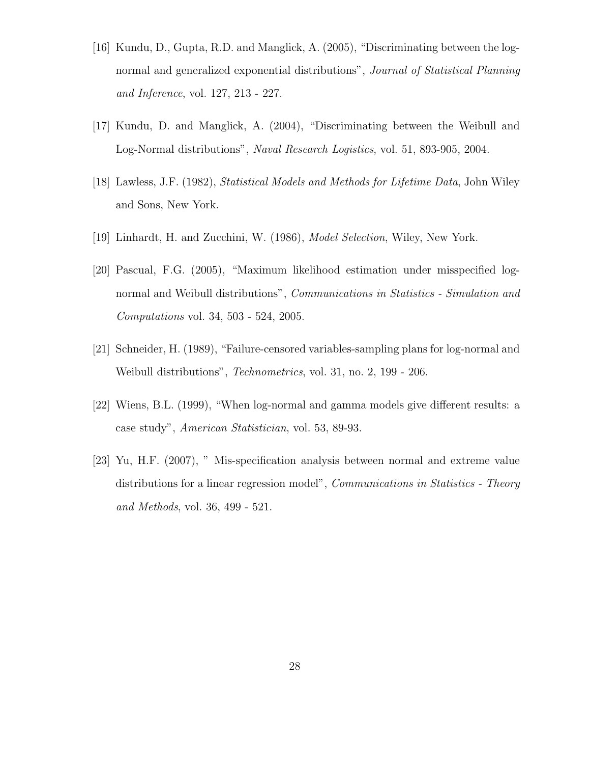[16] Kundu, D., Gupta, R.D. and Manglick, A. (2005), "Discriminating between the log-normal and generalized exponential distributions", *Journal of Statistical Planning and Inference*, vol. 127, 213 - 227.

[17] Kundu, D. and Manglick, A. (2004), "Discriminating between the Weibull and Log-Normal distributions", *Naval Research Logistics*, vol. 51, 893-905, 2004.

[18] Lawless, J.F. (1982), *Statistical Models and Methods for Lifetime Data*, John Wiley and Sons, New York.

[19] Linhardt, H. and Zucchini, W. (1986), *Model Selection*, Wiley, New York.

[20] Pascual, F.G. (2005), "Maximum likelihood estimation under misspecified log-normal and Weibull distributions", *Communications in Statistics - Simulation and Computations* vol. 34, 503 - 524, 2005.

[21] Schneider, H. (1989), "Failure-censored variables-sampling plans for log-normal and Weibull distributions", *Technometrics*, vol. 31, no. 2, 199 - 206.

[22] Wiens, B.L. (1999), "When log-normal and gamma models give different results: a case study", *American Statistician*, vol. 53, 89-93.

[23] Yu, H.F. (2007), " Mis-specification analysis between normal and extreme value distributions for a linear regression model", *Communications in Statistics - Theory and Methods*, vol. 36, 499 - 521.